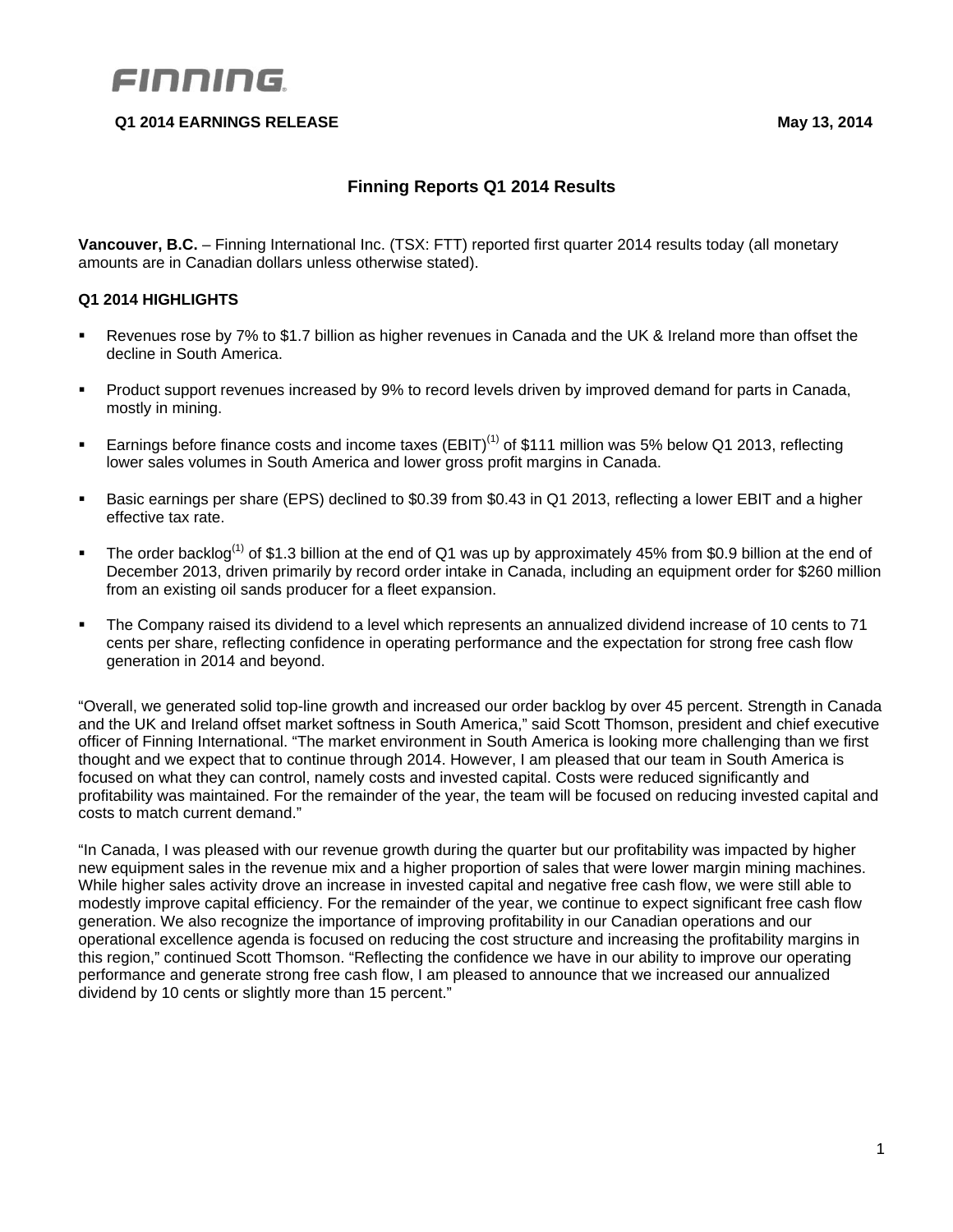FINNING

**Q1 2014 EARNINGS RELEASE** **May 13, 2014**

## Finning Reports Q1 2014 Results

**Vancouver, B.C.** – Finning International Inc. (TSX: FTT) reported first quarter 2014 results today (all monetary amounts are in Canadian dollars unless otherwise stated).

### Q1 2014 HIGHLIGHTS

- Revenues rose by 7% to $1.7 billion as higher revenues in Canada and the UK & Ireland more than offset the decline in South America.
- Product support revenues increased by 9% to record levels driven by improved demand for parts in Canada, mostly in mining.
- Earnings before finance costs and income taxes (EBIT)[1] of $111 million was 5% below Q1 2013, reflecting lower sales volumes in South America and lower gross profit margins in Canada.
- Basic earnings per share (EPS) declined to $0.39 from $0.43 in Q1 2013, reflecting a lower EBIT and a higher effective tax rate.
- The order backlog[1] of $1.3 billion at the end of Q1 was up by approximately 45% from $0.9 billion at the end of December 2013, driven primarily by record order intake in Canada, including an equipment order for $260 million from an existing oil sands producer for a fleet expansion.
- The Company raised its dividend to a level which represents an annualized dividend increase of 10 cents to 71 cents per share, reflecting confidence in operating performance and the expectation for strong free cash flow generation in 2014 and beyond.

"Overall, we generated solid top-line growth and increased our order backlog by over 45 percent. Strength in Canada and the UK and Ireland offset market softness in South America," said Scott Thomson, president and chief executive officer of Finning International. "The market environment in South America is looking more challenging than we first thought and we expect that to continue through 2014. However, I am pleased that our team in South America is focused on what they can control, namely costs and invested capital. Costs were reduced significantly and profitability was maintained. For the remainder of the year, the team will be focused on reducing invested capital and costs to match current demand."

"In Canada, I was pleased with our revenue growth during the quarter but our profitability was impacted by higher new equipment sales in the revenue mix and a higher proportion of sales that were lower margin mining machines. While higher sales activity drove an increase in invested capital and negative free cash flow, we were still able to modestly improve capital efficiency. For the remainder of the year, we continue to expect significant free cash flow generation. We also recognize the importance of improving profitability in our Canadian operations and our operational excellence agenda is focused on reducing the cost structure and increasing the profitability margins in this region," continued Scott Thomson. "Reflecting the confidence we have in our ability to improve our operating performance and generate strong free cash flow, I am pleased to announce that we increased our annualized dividend by 10 cents or slightly more than 15 percent."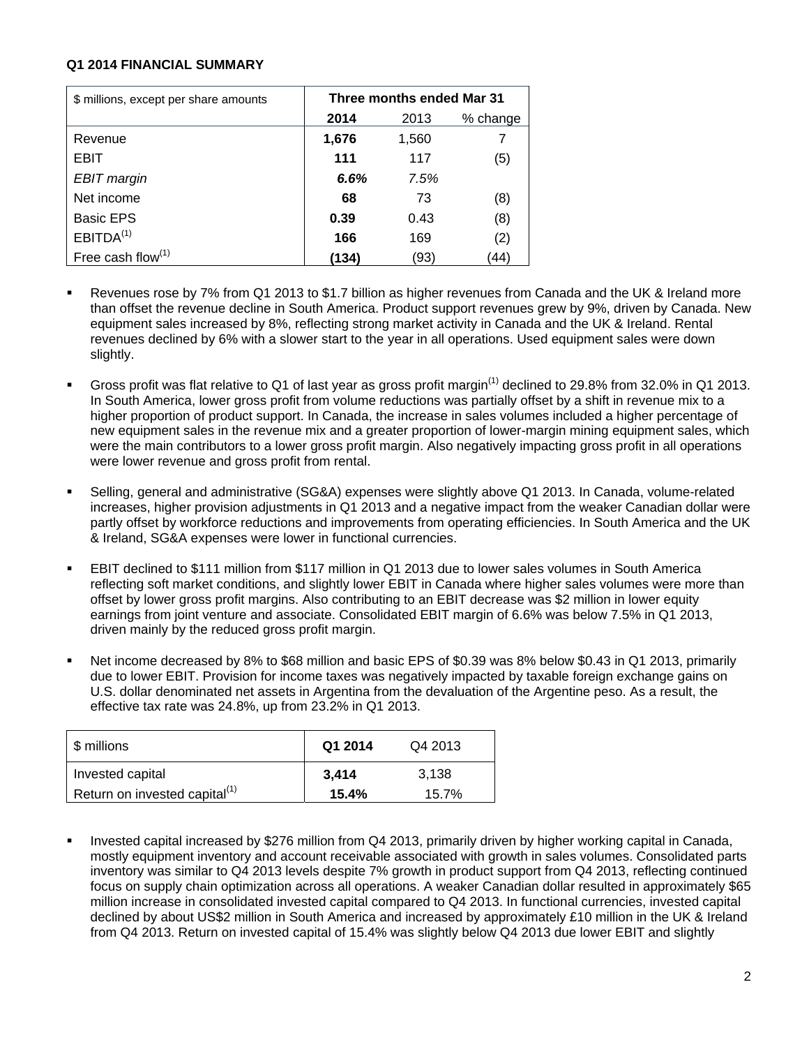**Q1 2014 FINANCIAL SUMMARY**

| $ millions, except per share amounts | Three months ended Mar 31 | | |
|---|---|---|---|
| | **2014** | 2013 | % change |
| Revenue | **1,676** | 1,560 | 7 |
| EBIT | **111** | 117 | (5) |
| *EBIT margin* | ***6.6%*** | *7.5%* | |
| Net income | **68** | 73 | (8) |
| Basic EPS | **0.39** | 0.43 | (8) |
| EBITDA[(1)] | **166** | 169 | (2) |
| Free cash flow[(1)] | **(134)** | (93) | (44) |

- Revenues rose by 7% from Q1 2013 to $1.7 billion as higher revenues from Canada and the UK & Ireland more than offset the revenue decline in South America. Product support revenues grew by 9%, driven by Canada. New equipment sales increased by 8%, reflecting strong market activity in Canada and the UK & Ireland. Rental revenues declined by 6% with a slower start to the year in all operations. Used equipment sales were down slightly.

- Gross profit was flat relative to Q1 of last year as gross profit margin[(1)] declined to 29.8% from 32.0% in Q1 2013. In South America, lower gross profit from volume reductions was partially offset by a shift in revenue mix to a higher proportion of product support. In Canada, the increase in sales volumes included a higher percentage of new equipment sales in the revenue mix and a greater proportion of lower-margin mining equipment sales, which were the main contributors to a lower gross profit margin. Also negatively impacting gross profit in all operations were lower revenue and gross profit from rental.

- Selling, general and administrative (SG&A) expenses were slightly above Q1 2013. In Canada, volume-related increases, higher provision adjustments in Q1 2013 and a negative impact from the weaker Canadian dollar were partly offset by workforce reductions and improvements from operating efficiencies. In South America and the UK & Ireland, SG&A expenses were lower in functional currencies.

- EBIT declined to $111 million from $117 million in Q1 2013 due to lower sales volumes in South America reflecting soft market conditions, and slightly lower EBIT in Canada where higher sales volumes were more than offset by lower gross profit margins. Also contributing to an EBIT decrease was $2 million in lower equity earnings from joint venture and associate. Consolidated EBIT margin of 6.6% was below 7.5% in Q1 2013, driven mainly by the reduced gross profit margin.

- Net income decreased by 8% to $68 million and basic EPS of $0.39 was 8% below $0.43 in Q1 2013, primarily due to lower EBIT. Provision for income taxes was negatively impacted by taxable foreign exchange gains on U.S. dollar denominated net assets in Argentina from the devaluation of the Argentine peso. As a result, the effective tax rate was 24.8%, up from 23.2% in Q1 2013.

| $ millions | **Q1 2014** | Q4 2013 |
|---|---|---|
| Invested capital | **3,414** | 3,138 |
| Return on invested capital[(1)] | **15.4%** | 15.7% |

- Invested capital increased by $276 million from Q4 2013, primarily driven by higher working capital in Canada, mostly equipment inventory and account receivable associated with growth in sales volumes. Consolidated parts inventory was similar to Q4 2013 levels despite 7% growth in product support from Q4 2013, reflecting continued focus on supply chain optimization across all operations. A weaker Canadian dollar resulted in approximately $65 million increase in consolidated invested capital compared to Q4 2013. In functional currencies, invested capital declined by about US$2 million in South America and increased by approximately £10 million in the UK & Ireland from Q4 2013. Return on invested capital of 15.4% was slightly below Q4 2013 due lower EBIT and slightly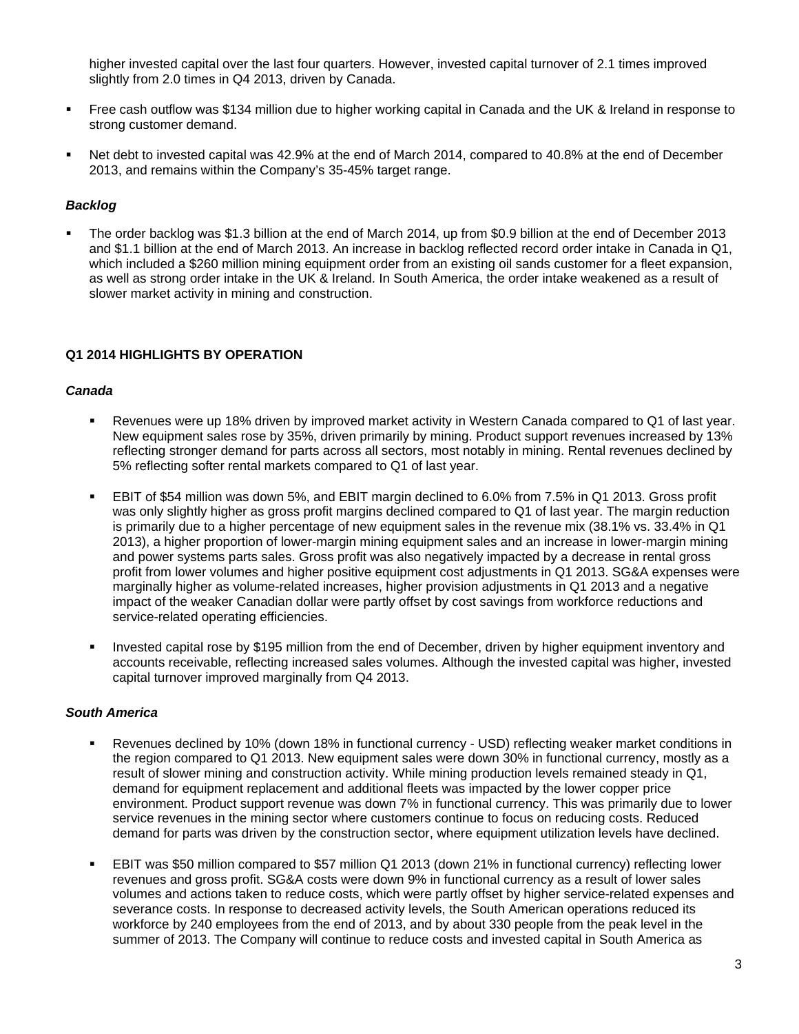higher invested capital over the last four quarters. However, invested capital turnover of 2.1 times improved slightly from 2.0 times in Q4 2013, driven by Canada.

- Free cash outflow was $134 million due to higher working capital in Canada and the UK & Ireland in response to strong customer demand.
- Net debt to invested capital was 42.9% at the end of March 2014, compared to 40.8% at the end of December 2013, and remains within the Company's 35-45% target range.

***Backlog***

- The order backlog was $1.3 billion at the end of March 2014, up from $0.9 billion at the end of December 2013 and $1.1 billion at the end of March 2013. An increase in backlog reflected record order intake in Canada in Q1, which included a $260 million mining equipment order from an existing oil sands customer for a fleet expansion, as well as strong order intake in the UK & Ireland. In South America, the order intake weakened as a result of slower market activity in mining and construction.

**Q1 2014 HIGHLIGHTS BY OPERATION**

***Canada***

- Revenues were up 18% driven by improved market activity in Western Canada compared to Q1 of last year. New equipment sales rose by 35%, driven primarily by mining. Product support revenues increased by 13% reflecting stronger demand for parts across all sectors, most notably in mining. Rental revenues declined by 5% reflecting softer rental markets compared to Q1 of last year.
- EBIT of $54 million was down 5%, and EBIT margin declined to 6.0% from 7.5% in Q1 2013. Gross profit was only slightly higher as gross profit margins declined compared to Q1 of last year. The margin reduction is primarily due to a higher percentage of new equipment sales in the revenue mix (38.1% vs. 33.4% in Q1 2013), a higher proportion of lower-margin mining equipment sales and an increase in lower-margin mining and power systems parts sales. Gross profit was also negatively impacted by a decrease in rental gross profit from lower volumes and higher positive equipment cost adjustments in Q1 2013. SG&A expenses were marginally higher as volume-related increases, higher provision adjustments in Q1 2013 and a negative impact of the weaker Canadian dollar were partly offset by cost savings from workforce reductions and service-related operating efficiencies.
- Invested capital rose by $195 million from the end of December, driven by higher equipment inventory and accounts receivable, reflecting increased sales volumes. Although the invested capital was higher, invested capital turnover improved marginally from Q4 2013.

***South America***

- Revenues declined by 10% (down 18% in functional currency - USD) reflecting weaker market conditions in the region compared to Q1 2013. New equipment sales were down 30% in functional currency, mostly as a result of slower mining and construction activity. While mining production levels remained steady in Q1, demand for equipment replacement and additional fleets was impacted by the lower copper price environment. Product support revenue was down 7% in functional currency. This was primarily due to lower service revenues in the mining sector where customers continue to focus on reducing costs. Reduced demand for parts was driven by the construction sector, where equipment utilization levels have declined.
- EBIT was $50 million compared to $57 million Q1 2013 (down 21% in functional currency) reflecting lower revenues and gross profit. SG&A costs were down 9% in functional currency as a result of lower sales volumes and actions taken to reduce costs, which were partly offset by higher service-related expenses and severance costs. In response to decreased activity levels, the South American operations reduced its workforce by 240 employees from the end of 2013, and by about 330 people from the peak level in the summer of 2013. The Company will continue to reduce costs and invested capital in South America as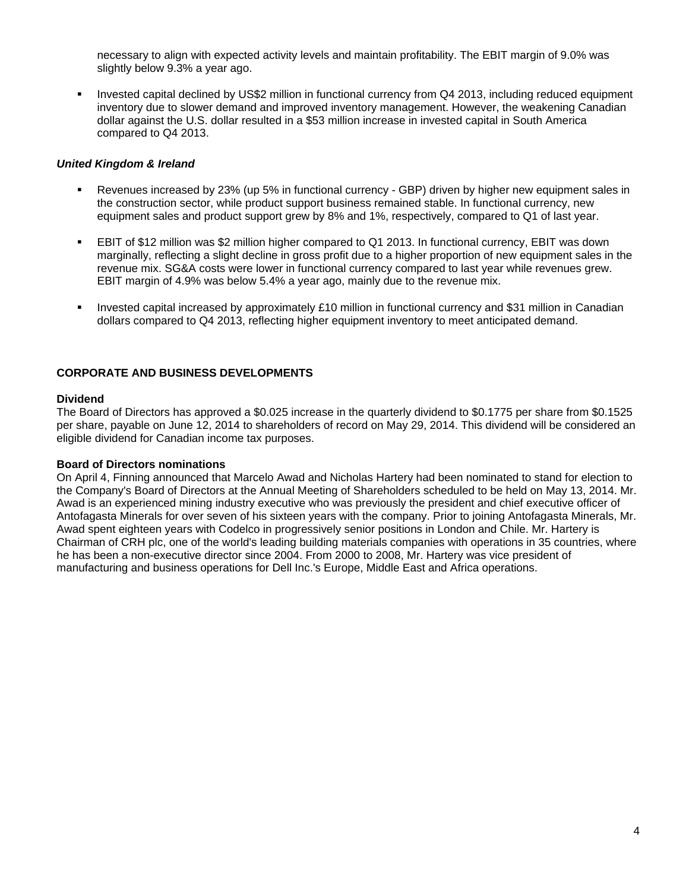necessary to align with expected activity levels and maintain profitability. The EBIT margin of 9.0% was slightly below 9.3% a year ago.

- Invested capital declined by US$2 million in functional currency from Q4 2013, including reduced equipment inventory due to slower demand and improved inventory management. However, the weakening Canadian dollar against the U.S. dollar resulted in a $53 million increase in invested capital in South America compared to Q4 2013.

***United Kingdom & Ireland***

- Revenues increased by 23% (up 5% in functional currency - GBP) driven by higher new equipment sales in the construction sector, while product support business remained stable. In functional currency, new equipment sales and product support grew by 8% and 1%, respectively, compared to Q1 of last year.

- EBIT of $12 million was $2 million higher compared to Q1 2013. In functional currency, EBIT was down marginally, reflecting a slight decline in gross profit due to a higher proportion of new equipment sales in the revenue mix. SG&A costs were lower in functional currency compared to last year while revenues grew. EBIT margin of 4.9% was below 5.4% a year ago, mainly due to the revenue mix.

- Invested capital increased by approximately £10 million in functional currency and $31 million in Canadian dollars compared to Q4 2013, reflecting higher equipment inventory to meet anticipated demand.

## CORPORATE AND BUSINESS DEVELOPMENTS

**Dividend**

The Board of Directors has approved a $0.025 increase in the quarterly dividend to $0.1775 per share from $0.1525 per share, payable on June 12, 2014 to shareholders of record on May 29, 2014. This dividend will be considered an eligible dividend for Canadian income tax purposes.

**Board of Directors nominations**

On April 4, Finning announced that Marcelo Awad and Nicholas Hartery had been nominated to stand for election to the Company's Board of Directors at the Annual Meeting of Shareholders scheduled to be held on May 13, 2014. Mr. Awad is an experienced mining industry executive who was previously the president and chief executive officer of Antofagasta Minerals for over seven of his sixteen years with the company. Prior to joining Antofagasta Minerals, Mr. Awad spent eighteen years with Codelco in progressively senior positions in London and Chile. Mr. Hartery is Chairman of CRH plc, one of the world's leading building materials companies with operations in 35 countries, where he has been a non-executive director since 2004. From 2000 to 2008, Mr. Hartery was vice president of manufacturing and business operations for Dell Inc.'s Europe, Middle East and Africa operations.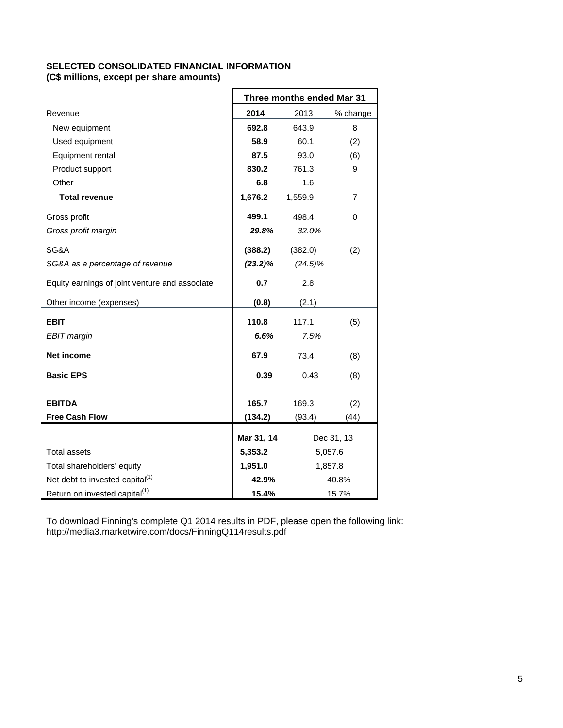**SELECTED CONSOLIDATED FINANCIAL INFORMATION**
**(C$ millions, except per share amounts)**

| | Three months ended Mar 31 | | |
|---|---|---|---|
| Revenue | **2014** | 2013 | % change |
| New equipment | **692.8** | 643.9 | 8 |
| Used equipment | **58.9** | 60.1 | (2) |
| Equipment rental | **87.5** | 93.0 | (6) |
| Product support | **830.2** | 761.3 | 9 |
| Other | **6.8** | 1.6 | |
| **Total revenue** | **1,676.2** | 1,559.9 | 7 |
| Gross profit | **499.1** | 498.4 | 0 |
| *Gross profit margin* | ***29.8%*** | *32.0%* | |
| SG&A | **(388.2)** | (382.0) | (2) |
| *SG&A as a percentage of revenue* | ***(23.2)%*** | *(24.5)%* | |
| Equity earnings of joint venture and associate | **0.7** | 2.8 | |
| Other income (expenses) | **(0.8)** | (2.1) | |
| **EBIT** | **110.8** | 117.1 | (5) |
| *EBIT margin* | ***6.6%*** | *7.5%* | |
| **Net income** | **67.9** | 73.4 | (8) |
| **Basic EPS** | **0.39** | 0.43 | (8) |
| **EBITDA** | **165.7** | 169.3 | (2) |
| **Free Cash Flow** | **(134.2)** | (93.4) | (44) |

| | Mar 31, 14 | Dec 31, 13 |
|---|---|---|
| Total assets | **5,353.2** | 5,057.6 |
| Total shareholders' equity | **1,951.0** | 1,857.8 |
| Net debt to invested capital[1] | **42.9%** | 40.8% |
| Return on invested capital[1] | **15.4%** | 15.7% |

To download Finning's complete Q1 2014 results in PDF, please open the following link:
http://media3.marketwire.com/docs/FinningQ114results.pdf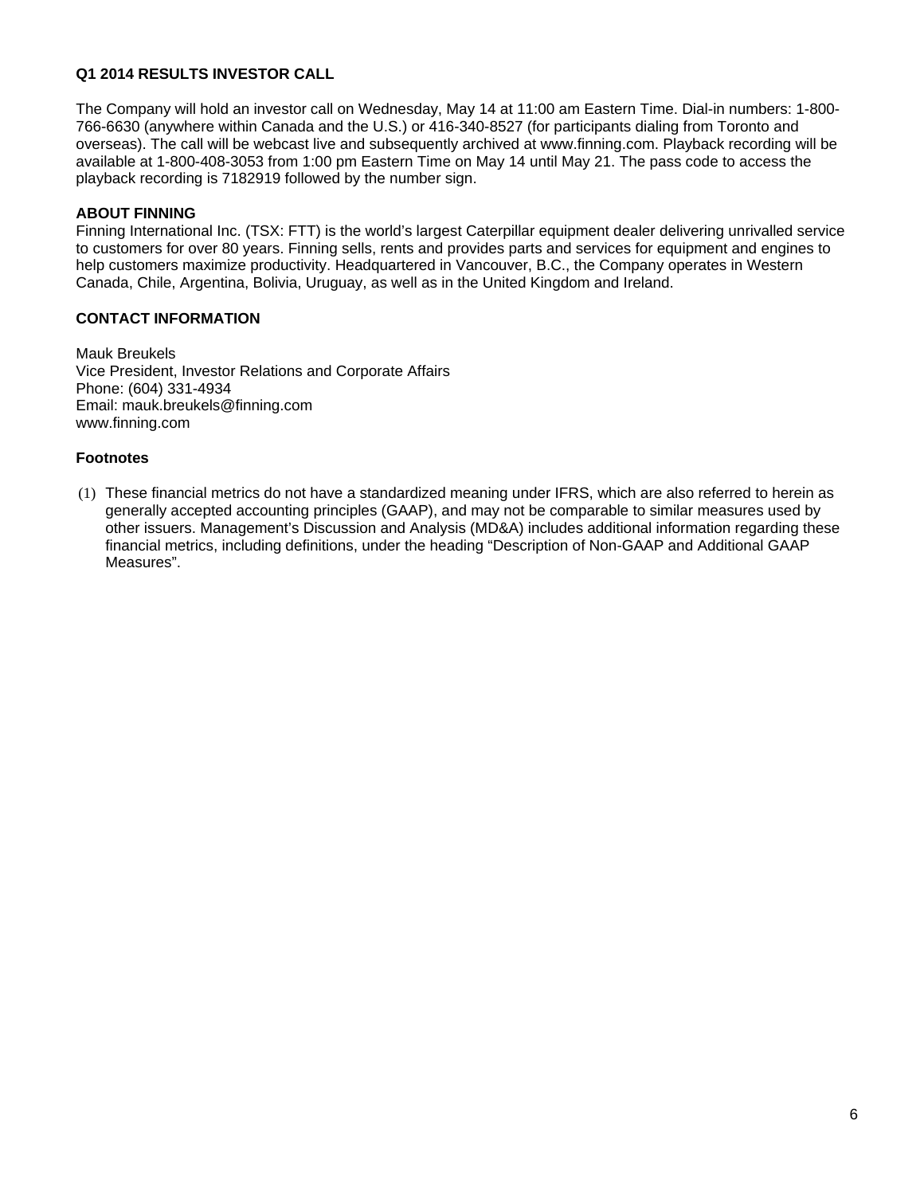**Q1 2014 RESULTS INVESTOR CALL**

The Company will hold an investor call on Wednesday, May 14 at 11:00 am Eastern Time. Dial-in numbers: 1-800-766-6630 (anywhere within Canada and the U.S.) or 416-340-8527 (for participants dialing from Toronto and overseas). The call will be webcast live and subsequently archived at www.finning.com. Playback recording will be available at 1-800-408-3053 from 1:00 pm Eastern Time on May 14 until May 21. The pass code to access the playback recording is 7182919 followed by the number sign.

**ABOUT FINNING**

Finning International Inc. (TSX: FTT) is the world's largest Caterpillar equipment dealer delivering unrivalled service to customers for over 80 years. Finning sells, rents and provides parts and services for equipment and engines to help customers maximize productivity. Headquartered in Vancouver, B.C., the Company operates in Western Canada, Chile, Argentina, Bolivia, Uruguay, as well as in the United Kingdom and Ireland.

**CONTACT INFORMATION**

Mauk Breukels
Vice President, Investor Relations and Corporate Affairs
Phone: (604) 331-4934
Email: mauk.breukels@finning.com
www.finning.com

**Footnotes**

(1) These financial metrics do not have a standardized meaning under IFRS, which are also referred to herein as generally accepted accounting principles (GAAP), and may not be comparable to similar measures used by other issuers. Management's Discussion and Analysis (MD&A) includes additional information regarding these financial metrics, including definitions, under the heading "Description of Non-GAAP and Additional GAAP Measures".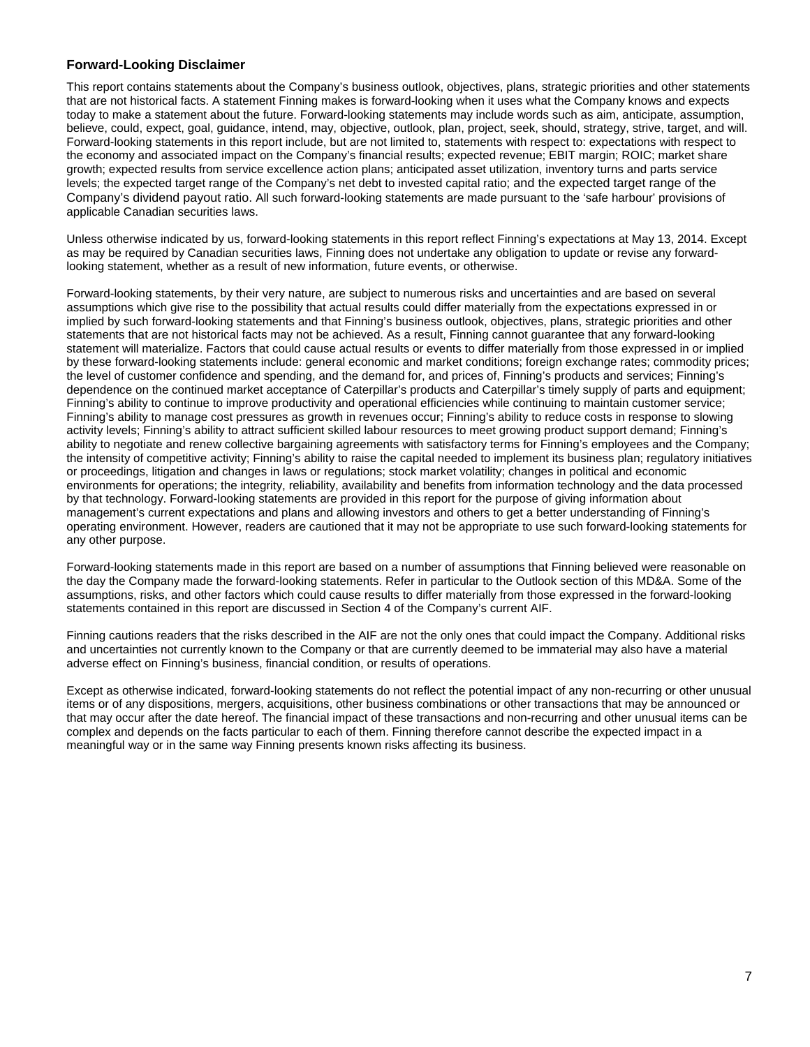## Forward-Looking Disclaimer

This report contains statements about the Company's business outlook, objectives, plans, strategic priorities and other statements that are not historical facts. A statement Finning makes is forward-looking when it uses what the Company knows and expects today to make a statement about the future. Forward-looking statements may include words such as aim, anticipate, assumption, believe, could, expect, goal, guidance, intend, may, objective, outlook, plan, project, seek, should, strategy, strive, target, and will. Forward-looking statements in this report include, but are not limited to, statements with respect to: expectations with respect to the economy and associated impact on the Company's financial results; expected revenue; EBIT margin; ROIC; market share growth; expected results from service excellence action plans; anticipated asset utilization, inventory turns and parts service levels; the expected target range of the Company's net debt to invested capital ratio; and the expected target range of the Company's dividend payout ratio. All such forward-looking statements are made pursuant to the 'safe harbour' provisions of applicable Canadian securities laws.

Unless otherwise indicated by us, forward-looking statements in this report reflect Finning's expectations at May 13, 2014. Except as may be required by Canadian securities laws, Finning does not undertake any obligation to update or revise any forward-looking statement, whether as a result of new information, future events, or otherwise.

Forward-looking statements, by their very nature, are subject to numerous risks and uncertainties and are based on several assumptions which give rise to the possibility that actual results could differ materially from the expectations expressed in or implied by such forward-looking statements and that Finning's business outlook, objectives, plans, strategic priorities and other statements that are not historical facts may not be achieved. As a result, Finning cannot guarantee that any forward-looking statement will materialize. Factors that could cause actual results or events to differ materially from those expressed in or implied by these forward-looking statements include: general economic and market conditions; foreign exchange rates; commodity prices; the level of customer confidence and spending, and the demand for, and prices of, Finning's products and services; Finning's dependence on the continued market acceptance of Caterpillar's products and Caterpillar's timely supply of parts and equipment; Finning's ability to continue to improve productivity and operational efficiencies while continuing to maintain customer service; Finning's ability to manage cost pressures as growth in revenues occur; Finning's ability to reduce costs in response to slowing activity levels; Finning's ability to attract sufficient skilled labour resources to meet growing product support demand; Finning's ability to negotiate and renew collective bargaining agreements with satisfactory terms for Finning's employees and the Company; the intensity of competitive activity; Finning's ability to raise the capital needed to implement its business plan; regulatory initiatives or proceedings, litigation and changes in laws or regulations; stock market volatility; changes in political and economic environments for operations; the integrity, reliability, availability and benefits from information technology and the data processed by that technology. Forward-looking statements are provided in this report for the purpose of giving information about management's current expectations and plans and allowing investors and others to get a better understanding of Finning's operating environment. However, readers are cautioned that it may not be appropriate to use such forward-looking statements for any other purpose.

Forward-looking statements made in this report are based on a number of assumptions that Finning believed were reasonable on the day the Company made the forward-looking statements. Refer in particular to the Outlook section of this MD&A. Some of the assumptions, risks, and other factors which could cause results to differ materially from those expressed in the forward-looking statements contained in this report are discussed in Section 4 of the Company's current AIF.

Finning cautions readers that the risks described in the AIF are not the only ones that could impact the Company. Additional risks and uncertainties not currently known to the Company or that are currently deemed to be immaterial may also have a material adverse effect on Finning's business, financial condition, or results of operations.

Except as otherwise indicated, forward-looking statements do not reflect the potential impact of any non-recurring or other unusual items or of any dispositions, mergers, acquisitions, other business combinations or other transactions that may be announced or that may occur after the date hereof. The financial impact of these transactions and non-recurring and other unusual items can be complex and depends on the facts particular to each of them. Finning therefore cannot describe the expected impact in a meaningful way or in the same way Finning presents known risks affecting its business.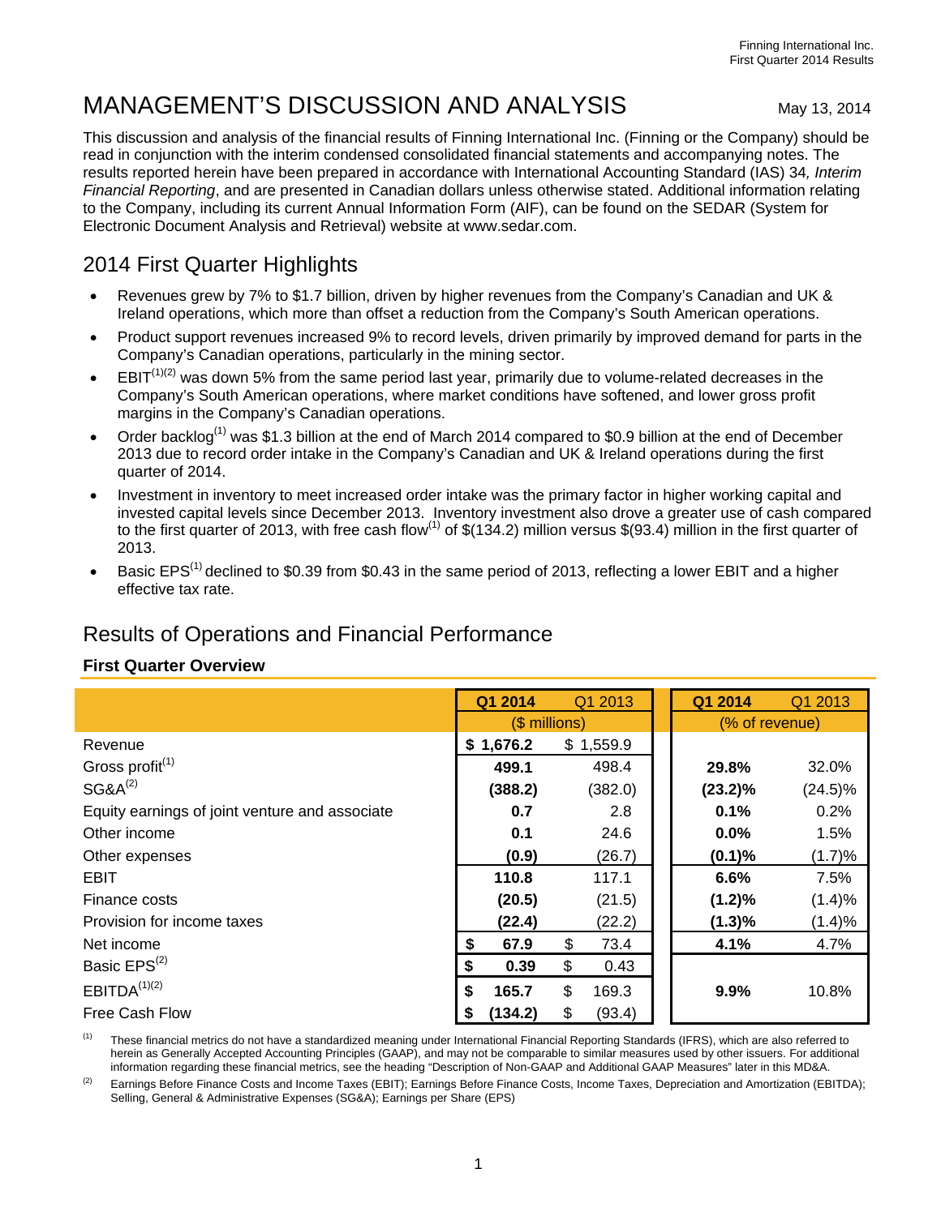# MANAGEMENT'S DISCUSSION AND ANALYSIS

May 13, 2014

This discussion and analysis of the financial results of Finning International Inc. (Finning or the Company) should be read in conjunction with the interim condensed consolidated financial statements and accompanying notes. The results reported herein have been prepared in accordance with International Accounting Standard (IAS) 34*, Interim Financial Reporting*, and are presented in Canadian dollars unless otherwise stated. Additional information relating to the Company, including its current Annual Information Form (AIF), can be found on the SEDAR (System for Electronic Document Analysis and Retrieval) website at www.sedar.com.

## 2014 First Quarter Highlights

- Revenues grew by 7% to $1.7 billion, driven by higher revenues from the Company's Canadian and UK & Ireland operations, which more than offset a reduction from the Company's South American operations.
- Product support revenues increased 9% to record levels, driven primarily by improved demand for parts in the Company's Canadian operations, particularly in the mining sector.
- EBIT[(1)(2)] was down 5% from the same period last year, primarily due to volume-related decreases in the Company's South American operations, where market conditions have softened, and lower gross profit margins in the Company's Canadian operations.
- Order backlog[(1)] was $1.3 billion at the end of March 2014 compared to $0.9 billion at the end of December 2013 due to record order intake in the Company's Canadian and UK & Ireland operations during the first quarter of 2014.
- Investment in inventory to meet increased order intake was the primary factor in higher working capital and invested capital levels since December 2013. Inventory investment also drove a greater use of cash compared to the first quarter of 2013, with free cash flow[(1)] of $(134.2) million versus $(93.4) million in the first quarter of 2013.
- Basic EPS[(1)] declined to $0.39 from $0.43 in the same period of 2013, reflecting a lower EBIT and a higher effective tax rate.

## Results of Operations and Financial Performance

### First Quarter Overview

| | **Q1 2014** | Q1 2013 | **Q1 2014** | Q1 2013 |
|---|---|---|---|---|
| | ($ millions) | | (% of revenue) | |
| Revenue | **$ 1,676.2** | $ 1,559.9 | | |
| Gross profit[(1)] | **499.1** | 498.4 | **29.8%** | 32.0% |
| SG&A[(2)] | **(388.2)** | (382.0) | **(23.2)%** | (24.5)% |
| Equity earnings of joint venture and associate | **0.7** | 2.8 | **0.1%** | 0.2% |
| Other income | **0.1** | 24.6 | **0.0%** | 1.5% |
| Other expenses | **(0.9)** | (26.7) | **(0.1)%** | (1.7)% |
| EBIT | **110.8** | 117.1 | **6.6%** | 7.5% |
| Finance costs | **(20.5)** | (21.5) | **(1.2)%** | (1.4)% |
| Provision for income taxes | **(22.4)** | (22.2) | **(1.3)%** | (1.4)% |
| Net income | **$ 67.9** | $ 73.4 | **4.1%** | 4.7% |
| Basic EPS[(2)] | **$ 0.39** | $ 0.43 | | |
| EBITDA[(1)(2)] | **$ 165.7** | $ 169.3 | **9.9%** | 10.8% |
| Free Cash Flow | **$ (134.2)** | $ (93.4) | | |

(1) These financial metrics do not have a standardized meaning under International Financial Reporting Standards (IFRS), which are also referred to herein as Generally Accepted Accounting Principles (GAAP), and may not be comparable to similar measures used by other issuers. For additional information regarding these financial metrics, see the heading "Description of Non-GAAP and Additional GAAP Measures" later in this MD&A.

(2) Earnings Before Finance Costs and Income Taxes (EBIT); Earnings Before Finance Costs, Income Taxes, Depreciation and Amortization (EBITDA); Selling, General & Administrative Expenses (SG&A); Earnings per Share (EPS)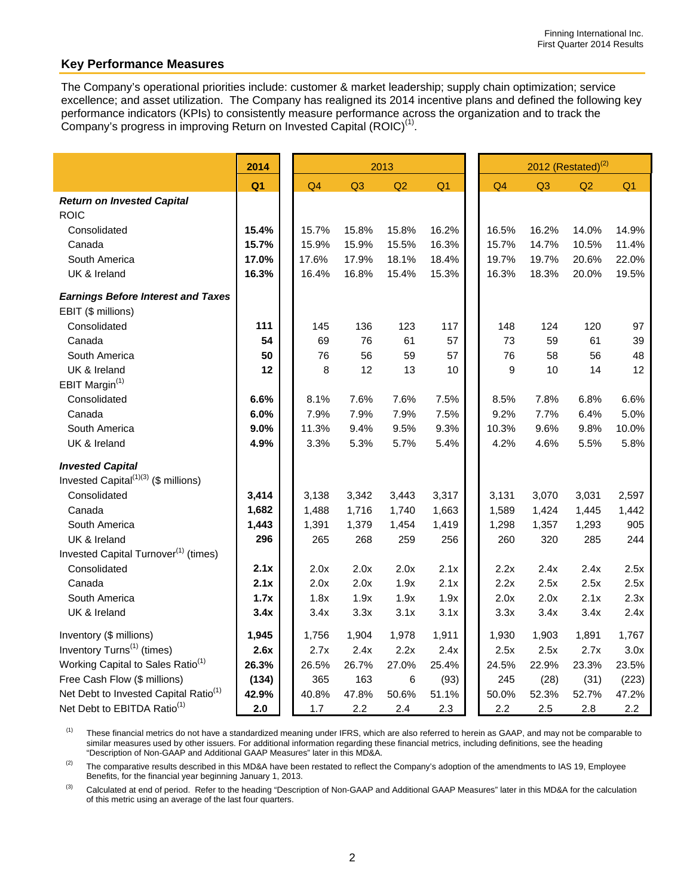## Key Performance Measures

The Company's operational priorities include: customer & market leadership; supply chain optimization; service excellence; and asset utilization. The Company has realigned its 2014 incentive plans and defined the following key performance indicators (KPIs) to consistently measure performance across the organization and to track the Company's progress in improving Return on Invested Capital (ROIC)[1].

| | 2014 | 2013 | | | | 2012 (Restated)[2] | | | |
|---|---|---|---|---|---|---|---|---|---|
| | Q1 | Q4 | Q3 | Q2 | Q1 | Q4 | Q3 | Q2 | Q1 |
| ***Return on Invested Capital*** | | | | | | | | | |
| ROIC | | | | | | | | | |
| Consolidated | **15.4%** | 15.7% | 15.8% | 15.8% | 16.2% | 16.5% | 16.2% | 14.0% | 14.9% |
| Canada | **15.7%** | 15.9% | 15.9% | 15.5% | 16.3% | 15.7% | 14.7% | 10.5% | 11.4% |
| South America | **17.0%** | 17.6% | 17.9% | 18.1% | 18.4% | 19.7% | 19.7% | 20.6% | 22.0% |
| UK & Ireland | **16.3%** | 16.4% | 16.8% | 15.4% | 15.3% | 16.3% | 18.3% | 20.0% | 19.5% |
| ***Earnings Before Interest and Taxes*** | | | | | | | | | |
| EBIT ($ millions) | | | | | | | | | |
| Consolidated | **111** | 145 | 136 | 123 | 117 | 148 | 124 | 120 | 97 |
| Canada | **54** | 69 | 76 | 61 | 57 | 73 | 59 | 61 | 39 |
| South America | **50** | 76 | 56 | 59 | 57 | 76 | 58 | 56 | 48 |
| UK & Ireland | **12** | 8 | 12 | 13 | 10 | 9 | 10 | 14 | 12 |
| EBIT Margin[1] | | | | | | | | | |
| Consolidated | **6.6%** | 8.1% | 7.6% | 7.6% | 7.5% | 8.5% | 7.8% | 6.8% | 6.6% |
| Canada | **6.0%** | 7.9% | 7.9% | 7.9% | 7.5% | 9.2% | 7.7% | 6.4% | 5.0% |
| South America | **9.0%** | 11.3% | 9.4% | 9.5% | 9.3% | 10.3% | 9.6% | 9.8% | 10.0% |
| UK & Ireland | **4.9%** | 3.3% | 5.3% | 5.7% | 5.4% | 4.2% | 4.6% | 5.5% | 5.8% |
| ***Invested Capital*** | | | | | | | | | |
| Invested Capital[1][3] ($ millions) | | | | | | | | | |
| Consolidated | **3,414** | 3,138 | 3,342 | 3,443 | 3,317 | 3,131 | 3,070 | 3,031 | 2,597 |
| Canada | **1,682** | 1,488 | 1,716 | 1,740 | 1,663 | 1,589 | 1,424 | 1,445 | 1,442 |
| South America | **1,443** | 1,391 | 1,379 | 1,454 | 1,419 | 1,298 | 1,357 | 1,293 | 905 |
| UK & Ireland | **296** | 265 | 268 | 259 | 256 | 260 | 320 | 285 | 244 |
| Invested Capital Turnover[1] (times) | | | | | | | | | |
| Consolidated | **2.1x** | 2.0x | 2.0x | 2.0x | 2.1x | 2.2x | 2.4x | 2.4x | 2.5x |
| Canada | **2.1x** | 2.0x | 2.0x | 1.9x | 2.1x | 2.2x | 2.5x | 2.5x | 2.5x |
| South America | **1.7x** | 1.8x | 1.9x | 1.9x | 1.9x | 2.0x | 2.0x | 2.1x | 2.3x |
| UK & Ireland | **3.4x** | 3.4x | 3.3x | 3.1x | 3.1x | 3.3x | 3.4x | 3.4x | 2.4x |
| Inventory ($ millions) | **1,945** | 1,756 | 1,904 | 1,978 | 1,911 | 1,930 | 1,903 | 1,891 | 1,767 |
| Inventory Turns[1] (times) | **2.6x** | 2.7x | 2.4x | 2.2x | 2.4x | 2.5x | 2.5x | 2.7x | 3.0x |
| Working Capital to Sales Ratio[1] | **26.3%** | 26.5% | 26.7% | 27.0% | 25.4% | 24.5% | 22.9% | 23.3% | 23.5% |
| Free Cash Flow ($ millions) | **(134)** | 365 | 163 | 6 | (93) | 245 | (28) | (31) | (223) |
| Net Debt to Invested Capital Ratio[1] | **42.9%** | 40.8% | 47.8% | 50.6% | 51.1% | 50.0% | 52.3% | 52.7% | 47.2% |
| Net Debt to EBITDA Ratio[1] | **2.0** | 1.7 | 2.2 | 2.4 | 2.3 | 2.2 | 2.5 | 2.8 | 2.2 |

(1) These financial metrics do not have a standardized meaning under IFRS, which are also referred to herein as GAAP, and may not be comparable to similar measures used by other issuers. For additional information regarding these financial metrics, including definitions, see the heading "Description of Non-GAAP and Additional GAAP Measures" later in this MD&A.

(2) The comparative results described in this MD&A have been restated to reflect the Company's adoption of the amendments to IAS 19, Employee Benefits, for the financial year beginning January 1, 2013.

(3) Calculated at end of period. Refer to the heading "Description of Non-GAAP and Additional GAAP Measures" later in this MD&A for the calculation of this metric using an average of the last four quarters.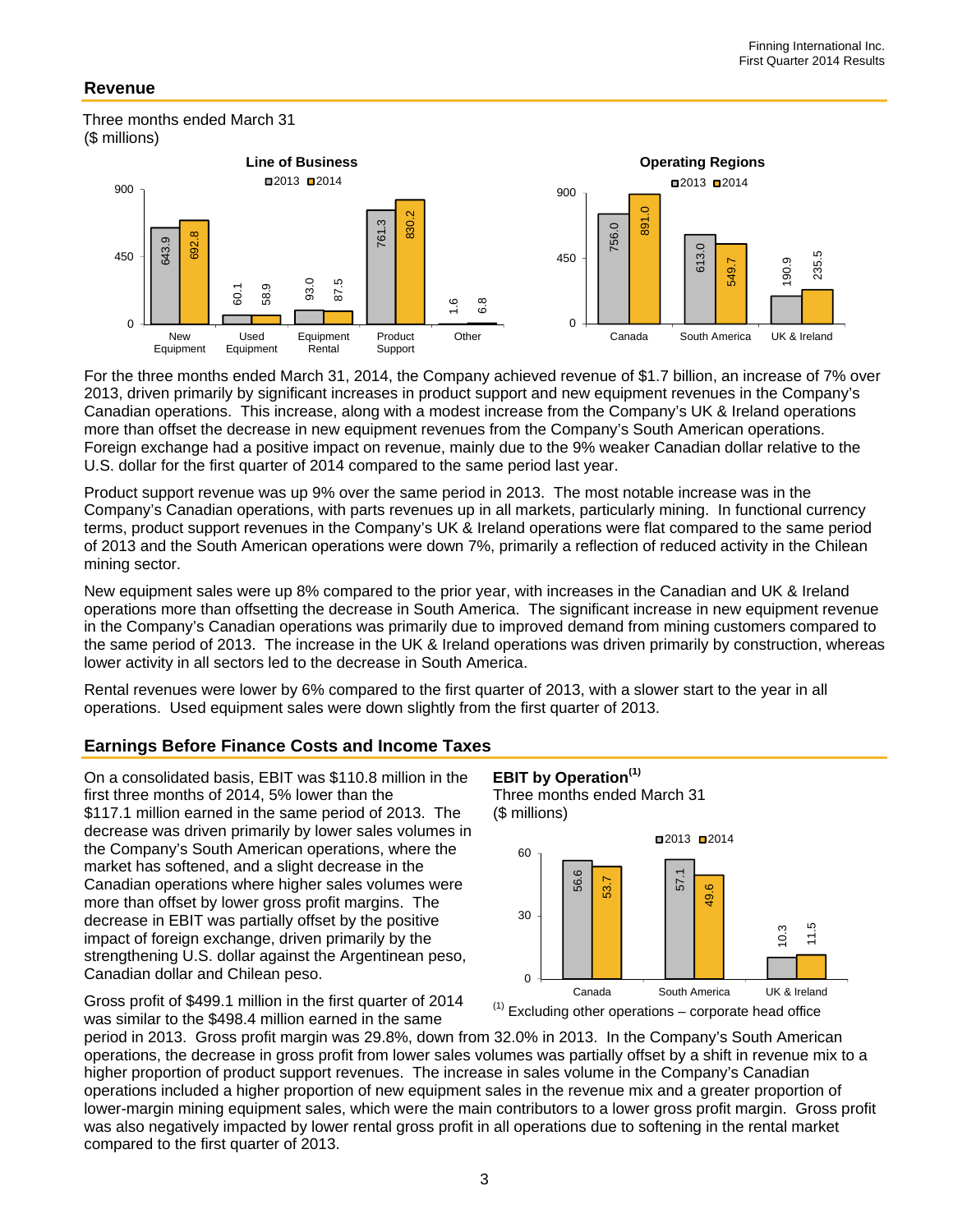## Revenue

Three months ended March 31
($ millions)

**Line of Business**

| | 2013 | 2014 |
|---|---|---|
| New Equipment | 643.9 | 692.8 |
| Used Equipment | 60.1 | 58.9 |
| Equipment Rental | 93.0 | 87.5 |
| Product Support | 761.3 | 830.2 |
| Other | 1.6 | 6.8 |

**Operating Regions**

| | 2013 | 2014 |
|---|---|---|
| Canada | 756.0 | 891.0 |
| South America | 613.0 | 549.7 |
| UK & Ireland | 190.9 | 235.5 |

For the three months ended March 31, 2014, the Company achieved revenue of $1.7 billion, an increase of 7% over 2013, driven primarily by significant increases in product support and new equipment revenues in the Company's Canadian operations. This increase, along with a modest increase from the Company's UK & Ireland operations more than offset the decrease in new equipment revenues from the Company's South American operations. Foreign exchange had a positive impact on revenue, mainly due to the 9% weaker Canadian dollar relative to the U.S. dollar for the first quarter of 2014 compared to the same period last year.

Product support revenue was up 9% over the same period in 2013. The most notable increase was in the Company's Canadian operations, with parts revenues up in all markets, particularly mining. In functional currency terms, product support revenues in the Company's UK & Ireland operations were flat compared to the same period of 2013 and the South American operations were down 7%, primarily a reflection of reduced activity in the Chilean mining sector.

New equipment sales were up 8% compared to the prior year, with increases in the Canadian and UK & Ireland operations more than offsetting the decrease in South America. The significant increase in new equipment revenue in the Company's Canadian operations was primarily due to improved demand from mining customers compared to the same period of 2013. The increase in the UK & Ireland operations was driven primarily by construction, whereas lower activity in all sectors led to the decrease in South America.

Rental revenues were lower by 6% compared to the first quarter of 2013, with a slower start to the year in all operations. Used equipment sales were down slightly from the first quarter of 2013.

## Earnings Before Finance Costs and Income Taxes

On a consolidated basis, EBIT was $110.8 million in the first three months of 2014, 5% lower than the $117.1 million earned in the same period of 2013. The decrease was driven primarily by lower sales volumes in the Company's South American operations, where the market has softened, and a slight decrease in the Canadian operations where higher sales volumes were more than offset by lower gross profit margins. The decrease in EBIT was partially offset by the positive impact of foreign exchange, driven primarily by the strengthening U.S. dollar against the Argentinean peso, Canadian dollar and Chilean peso.

**EBIT by Operation[1]**
Three months ended March 31
($ millions)

| | 2013 | 2014 |
|---|---|---|
| Canada | 56.6 | 53.7 |
| South America | 57.1 | 49.6 |
| UK & Ireland | 10.3 | 11.5 |

[1] Excluding other operations – corporate head office

Gross profit of $499.1 million in the first quarter of 2014 was similar to the $498.4 million earned in the same period in 2013. Gross profit margin was 29.8%, down from 32.0% in 2013. In the Company's South American operations, the decrease in gross profit from lower sales volumes was partially offset by a shift in revenue mix to a higher proportion of product support revenues. The increase in sales volume in the Company's Canadian operations included a higher proportion of new equipment sales in the revenue mix and a greater proportion of lower-margin mining equipment sales, which were the main contributors to a lower gross profit margin. Gross profit was also negatively impacted by lower rental gross profit in all operations due to softening in the rental market compared to the first quarter of 2013.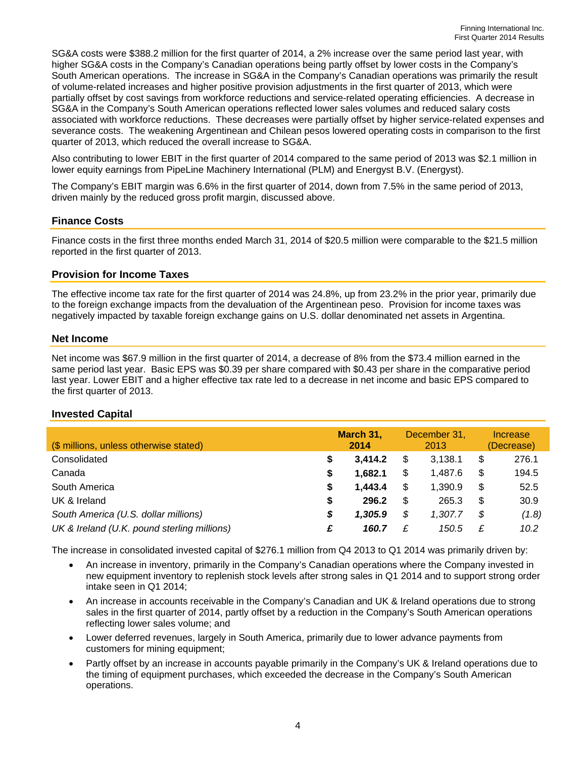SG&A costs were $388.2 million for the first quarter of 2014, a 2% increase over the same period last year, with higher SG&A costs in the Company's Canadian operations being partly offset by lower costs in the Company's South American operations. The increase in SG&A in the Company's Canadian operations was primarily the result of volume-related increases and higher positive provision adjustments in the first quarter of 2013, which were partially offset by cost savings from workforce reductions and service-related operating efficiencies. A decrease in SG&A in the Company's South American operations reflected lower sales volumes and reduced salary costs associated with workforce reductions. These decreases were partially offset by higher service-related expenses and severance costs. The weakening Argentinean and Chilean pesos lowered operating costs in comparison to the first quarter of 2013, which reduced the overall increase to SG&A.

Also contributing to lower EBIT in the first quarter of 2014 compared to the same period of 2013 was $2.1 million in lower equity earnings from PipeLine Machinery International (PLM) and Energyst B.V. (Energyst).

The Company's EBIT margin was 6.6% in the first quarter of 2014, down from 7.5% in the same period of 2013, driven mainly by the reduced gross profit margin, discussed above.

## Finance Costs

Finance costs in the first three months ended March 31, 2014 of $20.5 million were comparable to the $21.5 million reported in the first quarter of 2013.

## Provision for Income Taxes

The effective income tax rate for the first quarter of 2014 was 24.8%, up from 23.2% in the prior year, primarily due to the foreign exchange impacts from the devaluation of the Argentinean peso. Provision for income taxes was negatively impacted by taxable foreign exchange gains on U.S. dollar denominated net assets in Argentina.

## Net Income

Net income was $67.9 million in the first quarter of 2014, a decrease of 8% from the $73.4 million earned in the same period last year. Basic EPS was $0.39 per share compared with $0.43 per share in the comparative period last year. Lower EBIT and a higher effective tax rate led to a decrease in net income and basic EPS compared to the first quarter of 2013.

## Invested Capital

| ($ millions, unless otherwise stated) | **March 31, 2014** | December 31, 2013 | Increase (Decrease) |
|---|---|---|---|
| Consolidated | **$ 3,414.2** | $ 3,138.1 | $ 276.1 |
| Canada | **$ 1,682.1** | $ 1,487.6 | $ 194.5 |
| South America | **$ 1,443.4** | $ 1,390.9 | $ 52.5 |
| UK & Ireland | **$ 296.2** | $ 265.3 | $ 30.9 |
| *South America (U.S. dollar millions)* | ***$ 1,305.9*** | *$ 1,307.7* | *$ (1.8)* |
| *UK & Ireland (U.K. pound sterling millions)* | ***£ 160.7*** | *£ 150.5* | *£ 10.2* |

The increase in consolidated invested capital of $276.1 million from Q4 2013 to Q1 2014 was primarily driven by:

- An increase in inventory, primarily in the Company's Canadian operations where the Company invested in new equipment inventory to replenish stock levels after strong sales in Q1 2014 and to support strong order intake seen in Q1 2014;
- An increase in accounts receivable in the Company's Canadian and UK & Ireland operations due to strong sales in the first quarter of 2014, partly offset by a reduction in the Company's South American operations reflecting lower sales volume; and
- Lower deferred revenues, largely in South America, primarily due to lower advance payments from customers for mining equipment;
- Partly offset by an increase in accounts payable primarily in the Company's UK & Ireland operations due to the timing of equipment purchases, which exceeded the decrease in the Company's South American operations.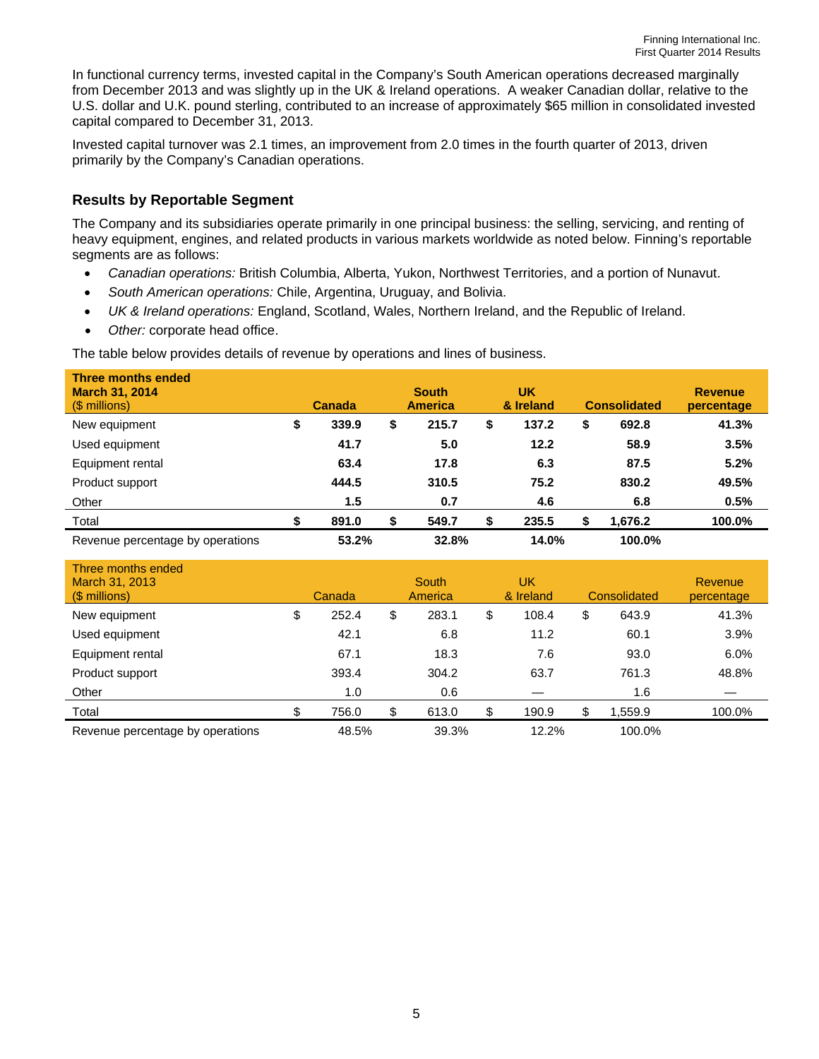In functional currency terms, invested capital in the Company's South American operations decreased marginally from December 2013 and was slightly up in the UK & Ireland operations. A weaker Canadian dollar, relative to the U.S. dollar and U.K. pound sterling, contributed to an increase of approximately $65 million in consolidated invested capital compared to December 31, 2013.

Invested capital turnover was 2.1 times, an improvement from 2.0 times in the fourth quarter of 2013, driven primarily by the Company's Canadian operations.

## Results by Reportable Segment

The Company and its subsidiaries operate primarily in one principal business: the selling, servicing, and renting of heavy equipment, engines, and related products in various markets worldwide as noted below. Finning's reportable segments are as follows:

- *Canadian operations:* British Columbia, Alberta, Yukon, Northwest Territories, and a portion of Nunavut.
- *South American operations:* Chile, Argentina, Uruguay, and Bolivia.
- *UK & Ireland operations:* England, Scotland, Wales, Northern Ireland, and the Republic of Ireland.
- *Other:* corporate head office.

The table below provides details of revenue by operations and lines of business.

| **Three months ended March 31, 2014 ($ millions)** | **Canada** | **South America** | **UK & Ireland** | **Consolidated** | **Revenue percentage** |
|---|---|---|---|---|---|
| New equipment | **$ 339.9** | **$ 215.7** | **$ 137.2** | **$ 692.8** | **41.3%** |
| Used equipment | **41.7** | **5.0** | **12.2** | **58.9** | **3.5%** |
| Equipment rental | **63.4** | **17.8** | **6.3** | **87.5** | **5.2%** |
| Product support | **444.5** | **310.5** | **75.2** | **830.2** | **49.5%** |
| Other | **1.5** | **0.7** | **4.6** | **6.8** | **0.5%** |
| Total | **$ 891.0** | **$ 549.7** | **$ 235.5** | **$ 1,676.2** | **100.0%** |
| Revenue percentage by operations | **53.2%** | **32.8%** | **14.0%** | **100.0%** | |

| Three months ended March 31, 2013 ($ millions) | Canada | South America | UK & Ireland | Consolidated | Revenue percentage |
|---|---|---|---|---|---|
| New equipment | $ 252.4 | $ 283.1 | $ 108.4 | $ 643.9 | 41.3% |
| Used equipment | 42.1 | 6.8 | 11.2 | 60.1 | 3.9% |
| Equipment rental | 67.1 | 18.3 | 7.6 | 93.0 | 6.0% |
| Product support | 393.4 | 304.2 | 63.7 | 761.3 | 48.8% |
| Other | 1.0 | 0.6 | — | 1.6 | — |
| Total | $ 756.0 | $ 613.0 | $ 190.9 | $ 1,559.9 | 100.0% |
| Revenue percentage by operations | 48.5% | 39.3% | 12.2% | 100.0% | |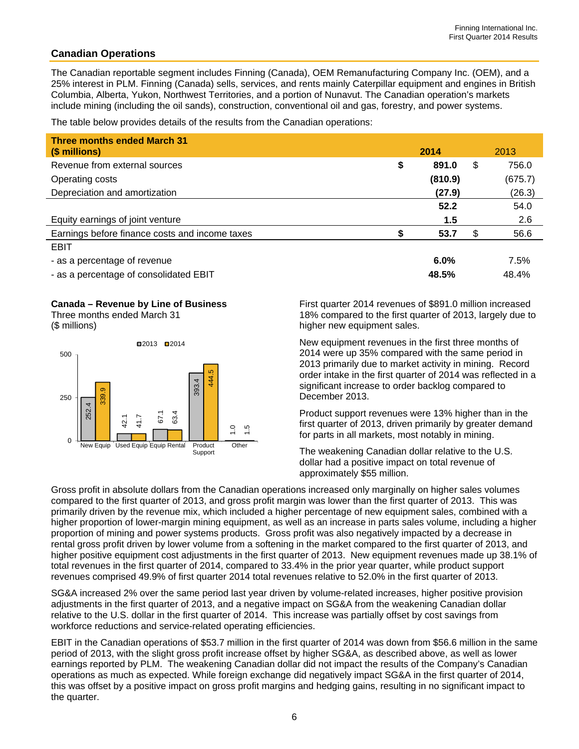## Canadian Operations

The Canadian reportable segment includes Finning (Canada), OEM Remanufacturing Company Inc. (OEM), and a 25% interest in PLM. Finning (Canada) sells, services, and rents mainly Caterpillar equipment and engines in British Columbia, Alberta, Yukon, Northwest Territories, and a portion of Nunavut. The Canadian operation's markets include mining (including the oil sands), construction, conventional oil and gas, forestry, and power systems.

The table below provides details of the results from the Canadian operations:

| Three months ended March 31 ($ millions) | 2014 | 2013 |
|---|---|---|
| Revenue from external sources | **$ 891.0** | $ 756.0 |
| Operating costs | **(810.9)** | (675.7) |
| Depreciation and amortization | **(27.9)** | (26.3) |
| | **52.2** | 54.0 |
| Equity earnings of joint venture | **1.5** | 2.6 |
| Earnings before finance costs and income taxes | **$ 53.7** | $ 56.6 |
| EBIT | | |
| - as a percentage of revenue | **6.0%** | 7.5% |
| - as a percentage of consolidated EBIT | **48.5%** | 48.4% |

**Canada – Revenue by Line of Business**
Three months ended March 31
($ millions)

| | 2013 | 2014 |
|---|---|---|
| New Equip | 252.4 | 339.9 |
| Used Equip | 42.1 | 41.7 |
| Equip Rental | 67.1 | 63.4 |
| Product Support | 393.4 | 444.5 |
| Other | 1.0 | 1.5 |

First quarter 2014 revenues of $891.0 million increased 18% compared to the first quarter of 2013, largely due to higher new equipment sales.

New equipment revenues in the first three months of 2014 were up 35% compared with the same period in 2013 primarily due to market activity in mining. Record order intake in the first quarter of 2014 was reflected in a significant increase to order backlog compared to December 2013.

Product support revenues were 13% higher than in the first quarter of 2013, driven primarily by greater demand for parts in all markets, most notably in mining.

The weakening Canadian dollar relative to the U.S. dollar had a positive impact on total revenue of approximately $55 million.

Gross profit in absolute dollars from the Canadian operations increased only marginally on higher sales volumes compared to the first quarter of 2013, and gross profit margin was lower than the first quarter of 2013. This was primarily driven by the revenue mix, which included a higher percentage of new equipment sales, combined with a higher proportion of lower-margin mining equipment, as well as an increase in parts sales volume, including a higher proportion of mining and power systems products. Gross profit was also negatively impacted by a decrease in rental gross profit driven by lower volume from a softening in the market compared to the first quarter of 2013, and higher positive equipment cost adjustments in the first quarter of 2013. New equipment revenues made up 38.1% of total revenues in the first quarter of 2014, compared to 33.4% in the prior year quarter, while product support revenues comprised 49.9% of first quarter 2014 total revenues relative to 52.0% in the first quarter of 2013.

SG&A increased 2% over the same period last year driven by volume-related increases, higher positive provision adjustments in the first quarter of 2013, and a negative impact on SG&A from the weakening Canadian dollar relative to the U.S. dollar in the first quarter of 2014. This increase was partially offset by cost savings from workforce reductions and service-related operating efficiencies.

EBIT in the Canadian operations of $53.7 million in the first quarter of 2014 was down from $56.6 million in the same period of 2013, with the slight gross profit increase offset by higher SG&A, as described above, as well as lower earnings reported by PLM. The weakening Canadian dollar did not impact the results of the Company's Canadian operations as much as expected. While foreign exchange did negatively impact SG&A in the first quarter of 2014, this was offset by a positive impact on gross profit margins and hedging gains, resulting in no significant impact to the quarter.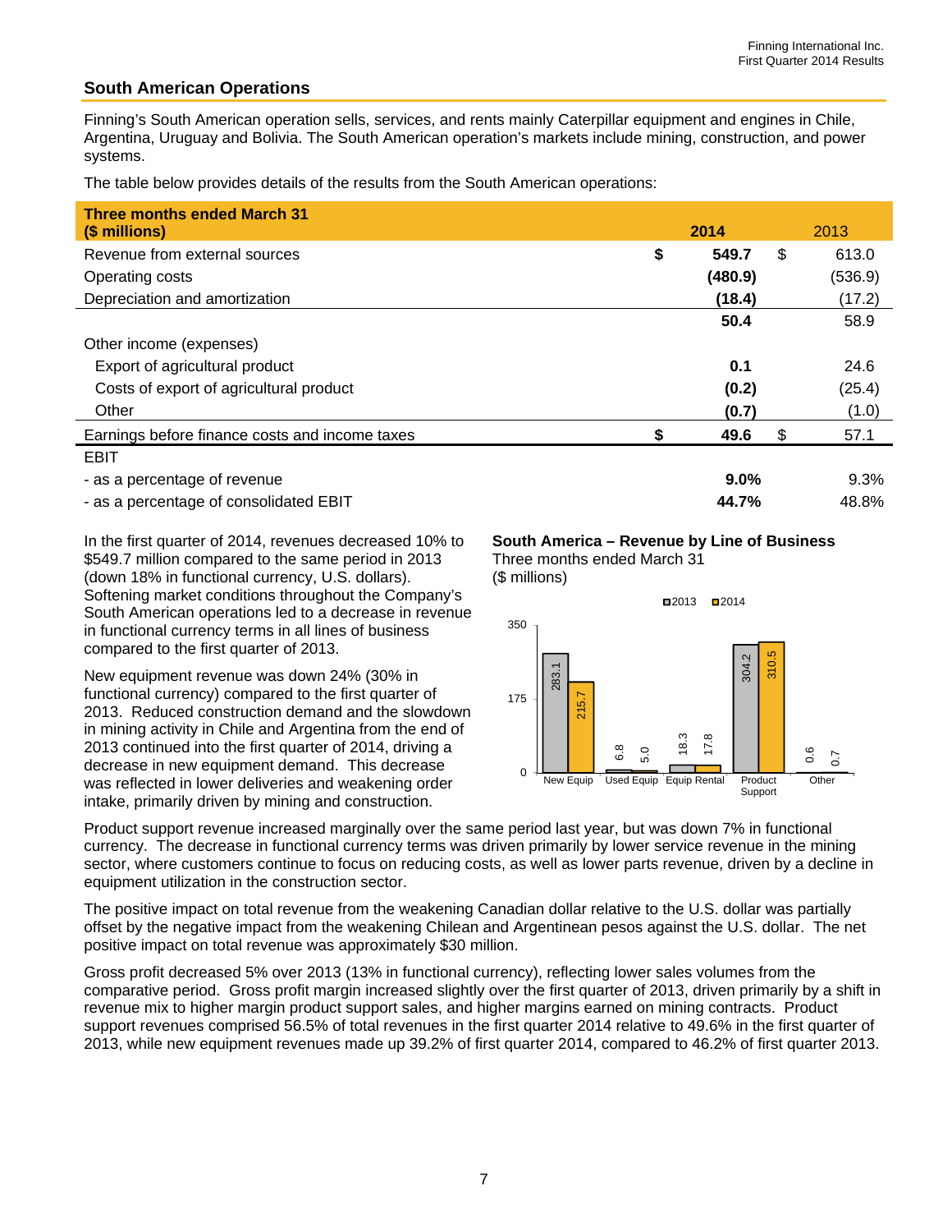## South American Operations

Finning's South American operation sells, services, and rents mainly Caterpillar equipment and engines in Chile, Argentina, Uruguay and Bolivia. The South American operation's markets include mining, construction, and power systems.

The table below provides details of the results from the South American operations:

| Three months ended March 31 ($ millions) | | 2014 | | 2013 |
|---|---|---|---|---|
| Revenue from external sources | $ | **549.7** | $ | 613.0 |
| Operating costs | | **(480.9)** | | (536.9) |
| Depreciation and amortization | | **(18.4)** | | (17.2) |
| | | **50.4** | | 58.9 |
| Other income (expenses) | | | | |
| Export of agricultural product | | **0.1** | | 24.6 |
| Costs of export of agricultural product | | **(0.2)** | | (25.4) |
| Other | | **(0.7)** | | (1.0) |
| Earnings before finance costs and income taxes | $ | **49.6** | $ | 57.1 |
| EBIT | | | | |
| - as a percentage of revenue | | **9.0%** | | 9.3% |
| - as a percentage of consolidated EBIT | | **44.7%** | | 48.8% |

In the first quarter of 2014, revenues decreased 10% to $549.7 million compared to the same period in 2013 (down 18% in functional currency, U.S. dollars). Softening market conditions throughout the Company's South American operations led to a decrease in revenue in functional currency terms in all lines of business compared to the first quarter of 2013.

New equipment revenue was down 24% (30% in functional currency) compared to the first quarter of 2013. Reduced construction demand and the slowdown in mining activity in Chile and Argentina from the end of 2013 continued into the first quarter of 2014, driving a decrease in new equipment demand. This decrease was reflected in lower deliveries and weakening order intake, primarily driven by mining and construction.

**South America – Revenue by Line of Business**
Three months ended March 31
($ millions)

| | 2013 | 2014 |
|---|---|---|
| New Equip | 283.1 | 215.7 |
| Used Equip | 6.8 | 5.0 |
| Equip Rental | 18.3 | 17.8 |
| Product Support | 304.2 | 310.5 |
| Other | 0.6 | 0.7 |

Product support revenue increased marginally over the same period last year, but was down 7% in functional currency. The decrease in functional currency terms was driven primarily by lower service revenue in the mining sector, where customers continue to focus on reducing costs, as well as lower parts revenue, driven by a decline in equipment utilization in the construction sector.

The positive impact on total revenue from the weakening Canadian dollar relative to the U.S. dollar was partially offset by the negative impact from the weakening Chilean and Argentinean pesos against the U.S. dollar. The net positive impact on total revenue was approximately $30 million.

Gross profit decreased 5% over 2013 (13% in functional currency), reflecting lower sales volumes from the comparative period. Gross profit margin increased slightly over the first quarter of 2013, driven primarily by a shift in revenue mix to higher margin product support sales, and higher margins earned on mining contracts. Product support revenues comprised 56.5% of total revenues in the first quarter 2014 relative to 49.6% in the first quarter of 2013, while new equipment revenues made up 39.2% of first quarter 2014, compared to 46.2% of first quarter 2013.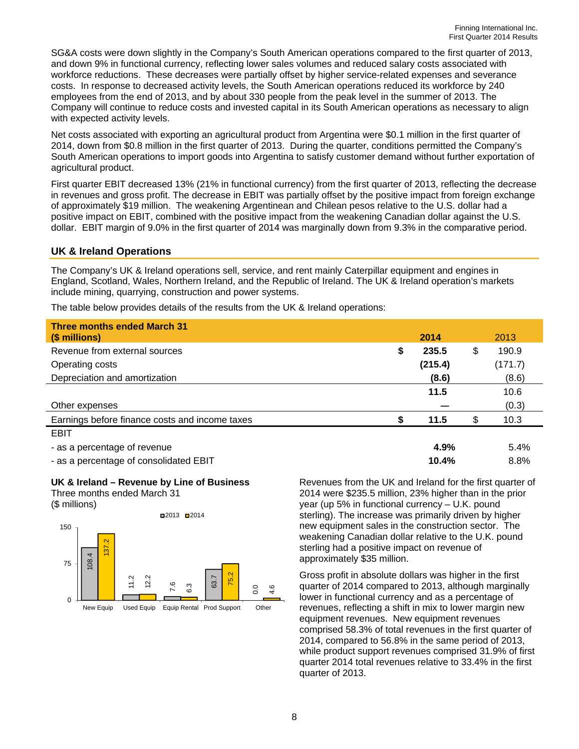SG&A costs were down slightly in the Company's South American operations compared to the first quarter of 2013, and down 9% in functional currency, reflecting lower sales volumes and reduced salary costs associated with workforce reductions. These decreases were partially offset by higher service-related expenses and severance costs. In response to decreased activity levels, the South American operations reduced its workforce by 240 employees from the end of 2013, and by about 330 people from the peak level in the summer of 2013. The Company will continue to reduce costs and invested capital in its South American operations as necessary to align with expected activity levels.

Net costs associated with exporting an agricultural product from Argentina were $0.1 million in the first quarter of 2014, down from $0.8 million in the first quarter of 2013. During the quarter, conditions permitted the Company's South American operations to import goods into Argentina to satisfy customer demand without further exportation of agricultural product.

First quarter EBIT decreased 13% (21% in functional currency) from the first quarter of 2013, reflecting the decrease in revenues and gross profit. The decrease in EBIT was partially offset by the positive impact from foreign exchange of approximately $19 million. The weakening Argentinean and Chilean pesos relative to the U.S. dollar had a positive impact on EBIT, combined with the positive impact from the weakening Canadian dollar against the U.S. dollar. EBIT margin of 9.0% in the first quarter of 2014 was marginally down from 9.3% in the comparative period.

## UK & Ireland Operations

The Company's UK & Ireland operations sell, service, and rent mainly Caterpillar equipment and engines in England, Scotland, Wales, Northern Ireland, and the Republic of Ireland. The UK & Ireland operation's markets include mining, quarrying, construction and power systems.

The table below provides details of the results from the UK & Ireland operations:

| **Three months ended March 31 ($ millions)** | **2014** | 2013 |
|---|---|---|
| Revenue from external sources | **$ 235.5** | $ 190.9 |
| Operating costs | **(215.4)** | (171.7) |
| Depreciation and amortization | **(8.6)** | (8.6) |
| | **11.5** | 10.6 |
| Other expenses | **—** | (0.3) |
| Earnings before finance costs and income taxes | **$ 11.5** | $ 10.3 |
| EBIT | | |
| - as a percentage of revenue | **4.9%** | 5.4% |
| - as a percentage of consolidated EBIT | **10.4%** | 8.8% |

**UK & Ireland – Revenue by Line of Business**
Three months ended March 31
($ millions)

| | 2013 | 2014 |
|---|---|---|
| New Equip | 108.4 | 137.2 |
| Used Equip | 11.2 | 12.2 |
| Equip Rental | 7.6 | 6.3 |
| Prod Support | 63.7 | 75.2 |
| Other | 0.0 | 4.6 |

Revenues from the UK and Ireland for the first quarter of 2014 were $235.5 million, 23% higher than in the prior year (up 5% in functional currency – U.K. pound sterling). The increase was primarily driven by higher new equipment sales in the construction sector. The weakening Canadian dollar relative to the U.K. pound sterling had a positive impact on revenue of approximately $35 million.

Gross profit in absolute dollars was higher in the first quarter of 2014 compared to 2013, although marginally lower in functional currency and as a percentage of revenues, reflecting a shift in mix to lower margin new equipment revenues. New equipment revenues comprised 58.3% of total revenues in the first quarter of 2014, compared to 56.8% in the same period of 2013, while product support revenues comprised 31.9% of first quarter 2014 total revenues relative to 33.4% in the first quarter of 2013.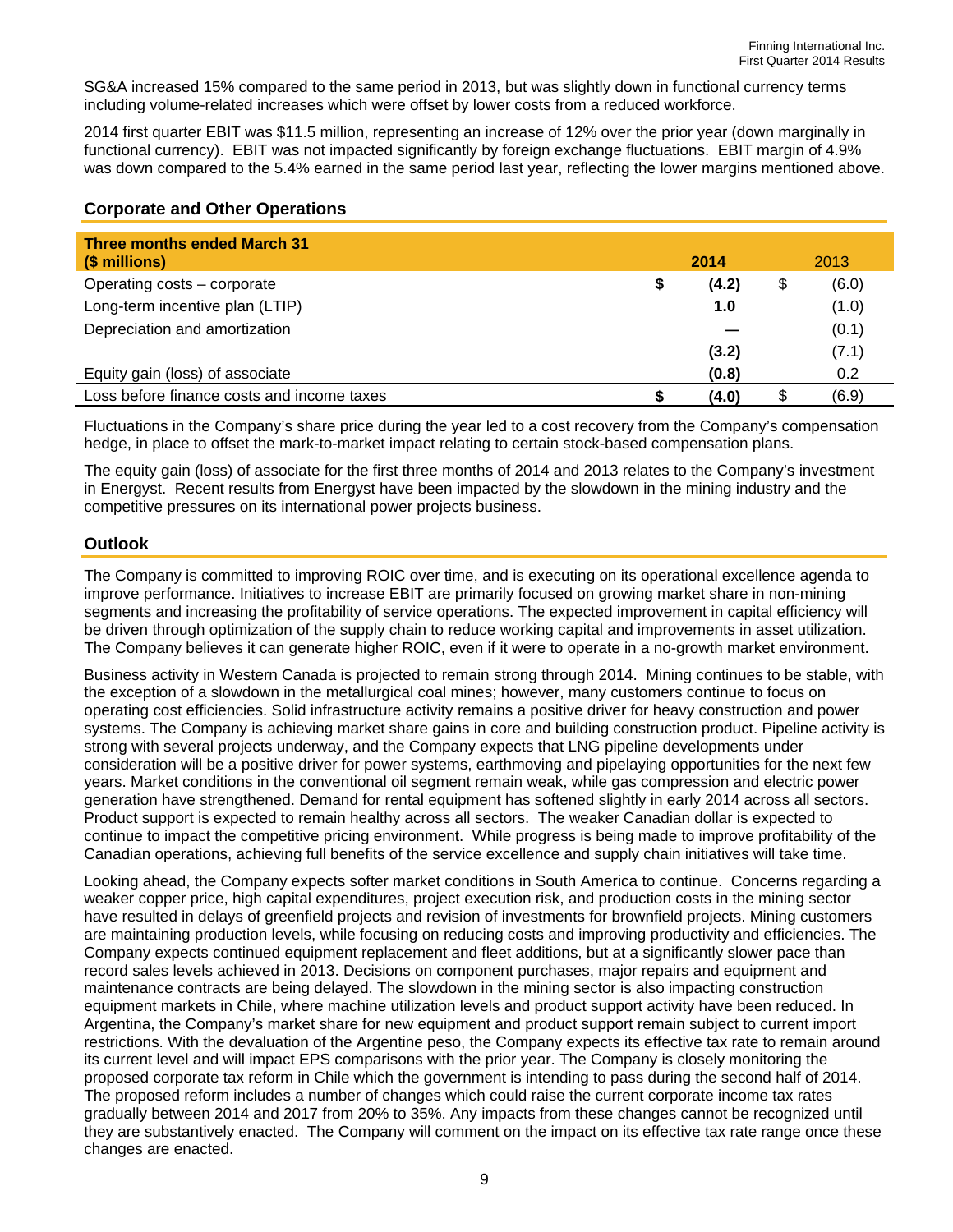SG&A increased 15% compared to the same period in 2013, but was slightly down in functional currency terms including volume-related increases which were offset by lower costs from a reduced workforce.

2014 first quarter EBIT was $11.5 million, representing an increase of 12% over the prior year (down marginally in functional currency). EBIT was not impacted significantly by foreign exchange fluctuations. EBIT margin of 4.9% was down compared to the 5.4% earned in the same period last year, reflecting the lower margins mentioned above.

## Corporate and Other Operations

| Three months ended March 31 ($ millions) | | 2014 | | 2013 |
|---|---|---|---|---|
| Operating costs – corporate | $ | **(4.2)** | $ | (6.0) |
| Long-term incentive plan (LTIP) | | **1.0** | | (1.0) |
| Depreciation and amortization | | **—** | | (0.1) |
| | | **(3.2)** | | (7.1) |
| Equity gain (loss) of associate | | **(0.8)** | | 0.2 |
| Loss before finance costs and income taxes | **$** | **(4.0)** | $ | (6.9) |

Fluctuations in the Company's share price during the year led to a cost recovery from the Company's compensation hedge, in place to offset the mark-to-market impact relating to certain stock-based compensation plans.

The equity gain (loss) of associate for the first three months of 2014 and 2013 relates to the Company's investment in Energyst. Recent results from Energyst have been impacted by the slowdown in the mining industry and the competitive pressures on its international power projects business.

## Outlook

The Company is committed to improving ROIC over time, and is executing on its operational excellence agenda to improve performance. Initiatives to increase EBIT are primarily focused on growing market share in non-mining segments and increasing the profitability of service operations. The expected improvement in capital efficiency will be driven through optimization of the supply chain to reduce working capital and improvements in asset utilization. The Company believes it can generate higher ROIC, even if it were to operate in a no-growth market environment.

Business activity in Western Canada is projected to remain strong through 2014. Mining continues to be stable, with the exception of a slowdown in the metallurgical coal mines; however, many customers continue to focus on operating cost efficiencies. Solid infrastructure activity remains a positive driver for heavy construction and power systems. The Company is achieving market share gains in core and building construction product. Pipeline activity is strong with several projects underway, and the Company expects that LNG pipeline developments under consideration will be a positive driver for power systems, earthmoving and pipelaying opportunities for the next few years. Market conditions in the conventional oil segment remain weak, while gas compression and electric power generation have strengthened. Demand for rental equipment has softened slightly in early 2014 across all sectors. Product support is expected to remain healthy across all sectors. The weaker Canadian dollar is expected to continue to impact the competitive pricing environment. While progress is being made to improve profitability of the Canadian operations, achieving full benefits of the service excellence and supply chain initiatives will take time.

Looking ahead, the Company expects softer market conditions in South America to continue. Concerns regarding a weaker copper price, high capital expenditures, project execution risk, and production costs in the mining sector have resulted in delays of greenfield projects and revision of investments for brownfield projects. Mining customers are maintaining production levels, while focusing on reducing costs and improving productivity and efficiencies. The Company expects continued equipment replacement and fleet additions, but at a significantly slower pace than record sales levels achieved in 2013. Decisions on component purchases, major repairs and equipment and maintenance contracts are being delayed. The slowdown in the mining sector is also impacting construction equipment markets in Chile, where machine utilization levels and product support activity have been reduced. In Argentina, the Company's market share for new equipment and product support remain subject to current import restrictions. With the devaluation of the Argentine peso, the Company expects its effective tax rate to remain around its current level and will impact EPS comparisons with the prior year. The Company is closely monitoring the proposed corporate tax reform in Chile which the government is intending to pass during the second half of 2014. The proposed reform includes a number of changes which could raise the current corporate income tax rates gradually between 2014 and 2017 from 20% to 35%. Any impacts from these changes cannot be recognized until they are substantively enacted. The Company will comment on the impact on its effective tax rate range once these changes are enacted.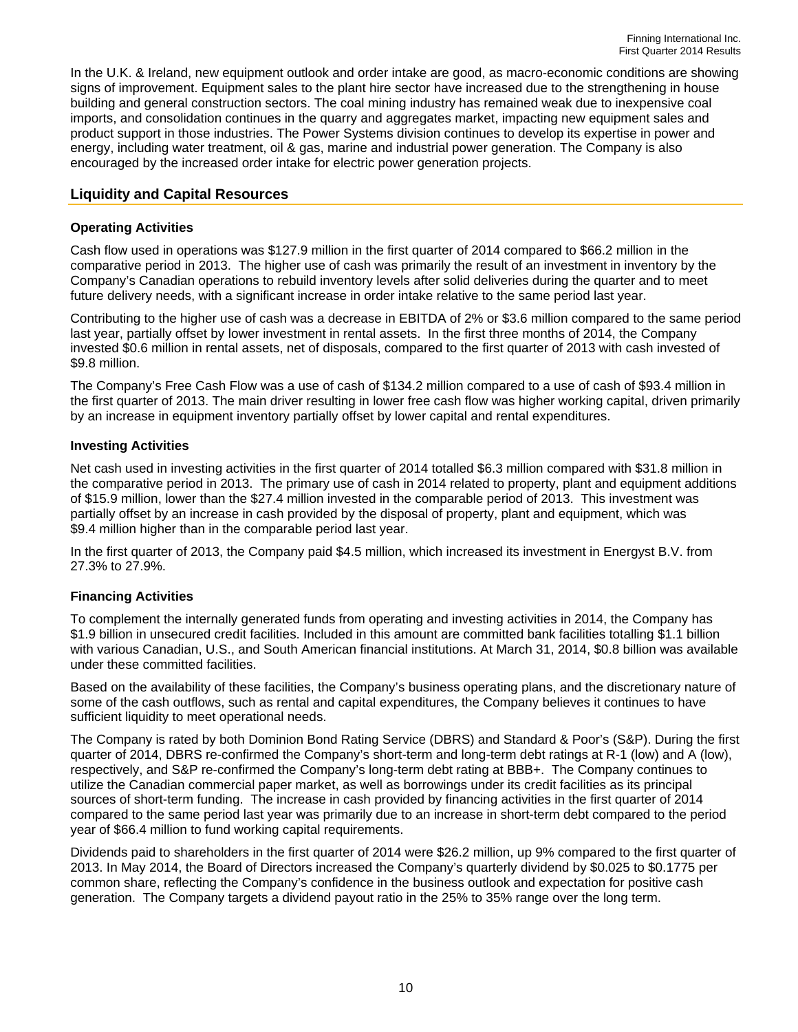In the U.K. & Ireland, new equipment outlook and order intake are good, as macro-economic conditions are showing signs of improvement. Equipment sales to the plant hire sector have increased due to the strengthening in house building and general construction sectors. The coal mining industry has remained weak due to inexpensive coal imports, and consolidation continues in the quarry and aggregates market, impacting new equipment sales and product support in those industries. The Power Systems division continues to develop its expertise in power and energy, including water treatment, oil & gas, marine and industrial power generation. The Company is also encouraged by the increased order intake for electric power generation projects.

## Liquidity and Capital Resources

### Operating Activities

Cash flow used in operations was $127.9 million in the first quarter of 2014 compared to $66.2 million in the comparative period in 2013. The higher use of cash was primarily the result of an investment in inventory by the Company's Canadian operations to rebuild inventory levels after solid deliveries during the quarter and to meet future delivery needs, with a significant increase in order intake relative to the same period last year.

Contributing to the higher use of cash was a decrease in EBITDA of 2% or $3.6 million compared to the same period last year, partially offset by lower investment in rental assets. In the first three months of 2014, the Company invested $0.6 million in rental assets, net of disposals, compared to the first quarter of 2013 with cash invested of $9.8 million.

The Company's Free Cash Flow was a use of cash of $134.2 million compared to a use of cash of $93.4 million in the first quarter of 2013. The main driver resulting in lower free cash flow was higher working capital, driven primarily by an increase in equipment inventory partially offset by lower capital and rental expenditures.

### Investing Activities

Net cash used in investing activities in the first quarter of 2014 totalled $6.3 million compared with $31.8 million in the comparative period in 2013. The primary use of cash in 2014 related to property, plant and equipment additions of $15.9 million, lower than the $27.4 million invested in the comparable period of 2013. This investment was partially offset by an increase in cash provided by the disposal of property, plant and equipment, which was $9.4 million higher than in the comparable period last year.

In the first quarter of 2013, the Company paid $4.5 million, which increased its investment in Energyst B.V. from 27.3% to 27.9%.

### Financing Activities

To complement the internally generated funds from operating and investing activities in 2014, the Company has $1.9 billion in unsecured credit facilities. Included in this amount are committed bank facilities totalling $1.1 billion with various Canadian, U.S., and South American financial institutions. At March 31, 2014, $0.8 billion was available under these committed facilities.

Based on the availability of these facilities, the Company's business operating plans, and the discretionary nature of some of the cash outflows, such as rental and capital expenditures, the Company believes it continues to have sufficient liquidity to meet operational needs.

The Company is rated by both Dominion Bond Rating Service (DBRS) and Standard & Poor's (S&P). During the first quarter of 2014, DBRS re-confirmed the Company's short-term and long-term debt ratings at R-1 (low) and A (low), respectively, and S&P re-confirmed the Company's long-term debt rating at BBB+. The Company continues to utilize the Canadian commercial paper market, as well as borrowings under its credit facilities as its principal sources of short-term funding. The increase in cash provided by financing activities in the first quarter of 2014 compared to the same period last year was primarily due to an increase in short-term debt compared to the period year of $66.4 million to fund working capital requirements.

Dividends paid to shareholders in the first quarter of 2014 were $26.2 million, up 9% compared to the first quarter of 2013. In May 2014, the Board of Directors increased the Company's quarterly dividend by $0.025 to $0.1775 per common share, reflecting the Company's confidence in the business outlook and expectation for positive cash generation. The Company targets a dividend payout ratio in the 25% to 35% range over the long term.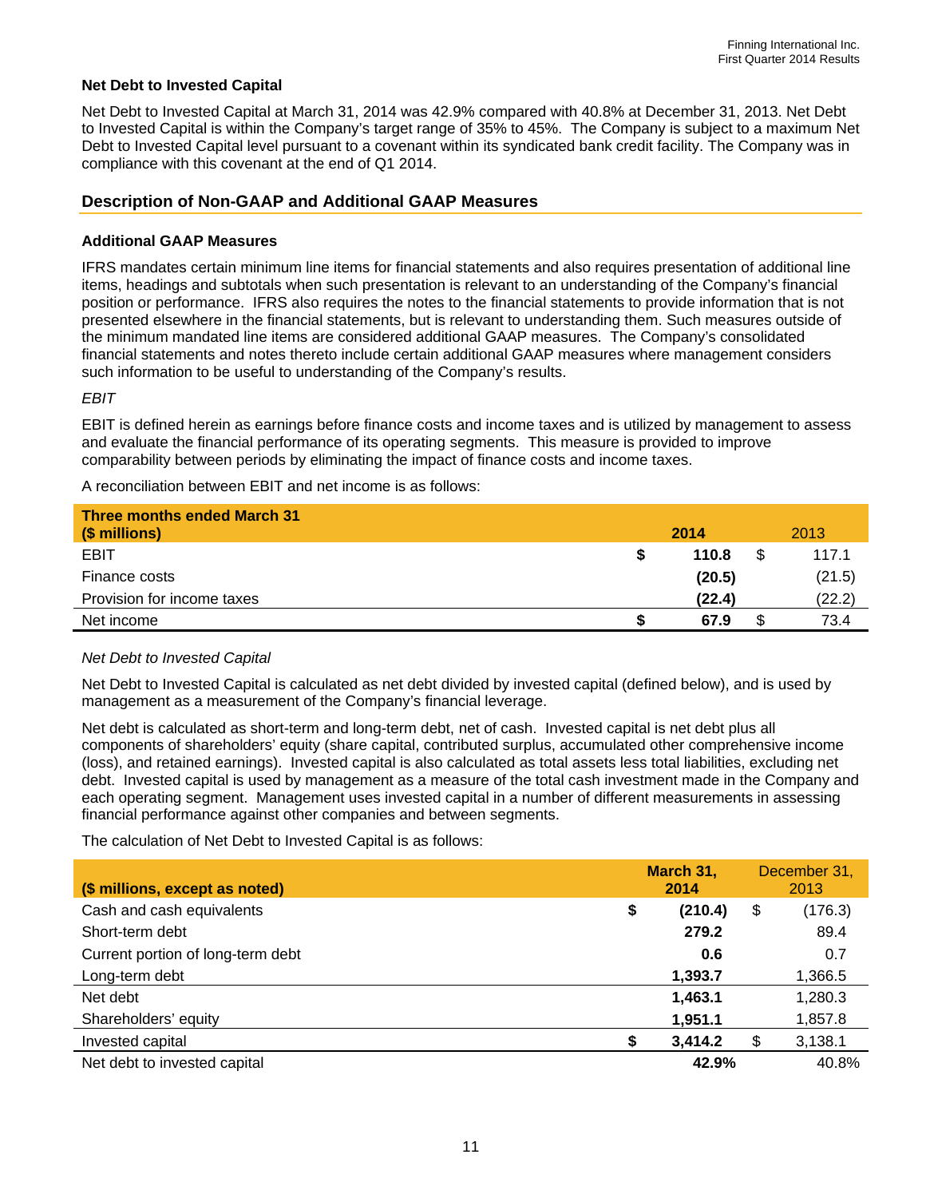### Net Debt to Invested Capital

Net Debt to Invested Capital at March 31, 2014 was 42.9% compared with 40.8% at December 31, 2013. Net Debt to Invested Capital is within the Company's target range of 35% to 45%. The Company is subject to a maximum Net Debt to Invested Capital level pursuant to a covenant within its syndicated bank credit facility. The Company was in compliance with this covenant at the end of Q1 2014.

## Description of Non-GAAP and Additional GAAP Measures

### Additional GAAP Measures

IFRS mandates certain minimum line items for financial statements and also requires presentation of additional line items, headings and subtotals when such presentation is relevant to an understanding of the Company's financial position or performance. IFRS also requires the notes to the financial statements to provide information that is not presented elsewhere in the financial statements, but is relevant to understanding them. Such measures outside of the minimum mandated line items are considered additional GAAP measures. The Company's consolidated financial statements and notes thereto include certain additional GAAP measures where management considers such information to be useful to understanding of the Company's results.

*EBIT*

EBIT is defined herein as earnings before finance costs and income taxes and is utilized by management to assess and evaluate the financial performance of its operating segments. This measure is provided to improve comparability between periods by eliminating the impact of finance costs and income taxes.

A reconciliation between EBIT and net income is as follows:

| Three months ended March 31 ($ millions) | 2014 | 2013 |
|---|---|---|
| EBIT | $ 110.8 | $ 117.1 |
| Finance costs | (20.5) | (21.5) |
| Provision for income taxes | (22.4) | (22.2) |
| Net income | $ 67.9 | $ 73.4 |

*Net Debt to Invested Capital*

Net Debt to Invested Capital is calculated as net debt divided by invested capital (defined below), and is used by management as a measurement of the Company's financial leverage.

Net debt is calculated as short-term and long-term debt, net of cash. Invested capital is net debt plus all components of shareholders' equity (share capital, contributed surplus, accumulated other comprehensive income (loss), and retained earnings). Invested capital is also calculated as total assets less total liabilities, excluding net debt. Invested capital is used by management as a measure of the total cash investment made in the Company and each operating segment. Management uses invested capital in a number of different measurements in assessing financial performance against other companies and between segments.

The calculation of Net Debt to Invested Capital is as follows:

| ($ millions, except as noted) | March 31, 2014 | December 31, 2013 |
|---|---|---|
| Cash and cash equivalents | $ (210.4) | $ (176.3) |
| Short-term debt | 279.2 | 89.4 |
| Current portion of long-term debt | 0.6 | 0.7 |
| Long-term debt | 1,393.7 | 1,366.5 |
| Net debt | 1,463.1 | 1,280.3 |
| Shareholders' equity | 1,951.1 | 1,857.8 |
| Invested capital | $ 3,414.2 | $ 3,138.1 |
| Net debt to invested capital | 42.9% | 40.8% |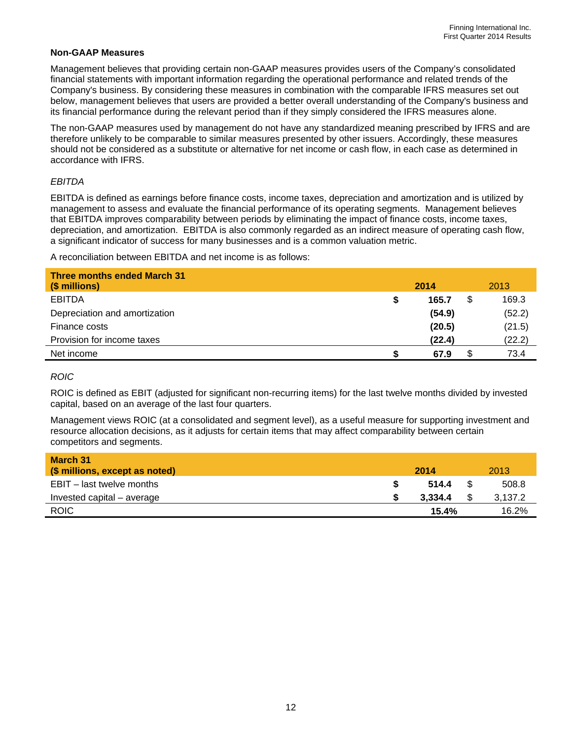## Non-GAAP Measures

Management believes that providing certain non-GAAP measures provides users of the Company's consolidated financial statements with important information regarding the operational performance and related trends of the Company's business. By considering these measures in combination with the comparable IFRS measures set out below, management believes that users are provided a better overall understanding of the Company's business and its financial performance during the relevant period than if they simply considered the IFRS measures alone.

The non-GAAP measures used by management do not have any standardized meaning prescribed by IFRS and are therefore unlikely to be comparable to similar measures presented by other issuers. Accordingly, these measures should not be considered as a substitute or alternative for net income or cash flow, in each case as determined in accordance with IFRS.

*EBITDA*

EBITDA is defined as earnings before finance costs, income taxes, depreciation and amortization and is utilized by management to assess and evaluate the financial performance of its operating segments. Management believes that EBITDA improves comparability between periods by eliminating the impact of finance costs, income taxes, depreciation, and amortization. EBITDA is also commonly regarded as an indirect measure of operating cash flow, a significant indicator of success for many businesses and is a common valuation metric.

A reconciliation between EBITDA and net income is as follows:

| Three months ended March 31 ($ millions) | 2014 | 2013 |
|---|---|---|
| EBITDA | **$ 165.7** | $ 169.3 |
| Depreciation and amortization | **(54.9)** | (52.2) |
| Finance costs | **(20.5)** | (21.5) |
| Provision for income taxes | **(22.4)** | (22.2) |
| Net income | **$ 67.9** | $ 73.4 |

*ROIC*

ROIC is defined as EBIT (adjusted for significant non-recurring items) for the last twelve months divided by invested capital, based on an average of the last four quarters.

Management views ROIC (at a consolidated and segment level), as a useful measure for supporting investment and resource allocation decisions, as it adjusts for certain items that may affect comparability between certain competitors and segments.

| March 31 ($ millions, except as noted) | 2014 | 2013 |
|---|---|---|
| EBIT – last twelve months | **$ 514.4** | $ 508.8 |
| Invested capital – average | **$ 3,334.4** | $ 3,137.2 |
| ROIC | **15.4%** | 16.2% |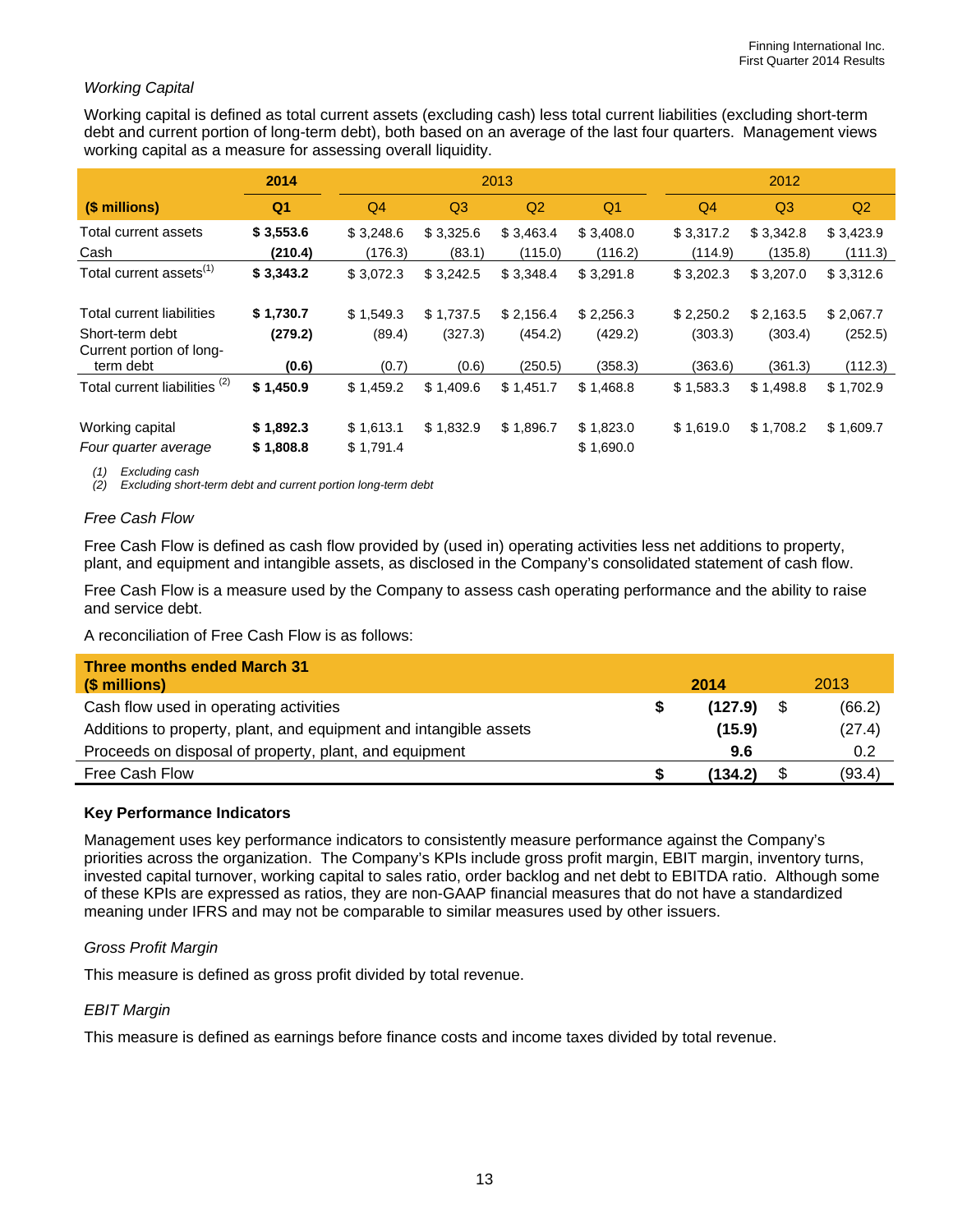*Working Capital*

Working capital is defined as total current assets (excluding cash) less total current liabilities (excluding short-term debt and current portion of long-term debt), both based on an average of the last four quarters. Management views working capital as a measure for assessing overall liquidity.

| | 2014 | 2013 | | | | 2012 | | |
|---|---|---|---|---|---|---|---|---|
| **($ millions)** | **Q1** | Q4 | Q3 | Q2 | Q1 | Q4 | Q3 | Q2 |
| Total current assets | **$ 3,553.6** | $ 3,248.6 | $ 3,325.6 | $ 3,463.4 | $ 3,408.0 | $ 3,317.2 | $ 3,342.8 | $ 3,423.9 |
| Cash | **(210.4)** | (176.3) | (83.1) | (115.0) | (116.2) | (114.9) | (135.8) | (111.3) |
| Total current assets[(1)] | **$ 3,343.2** | $ 3,072.3 | $ 3,242.5 | $ 3,348.4 | $ 3,291.8 | $ 3,202.3 | $ 3,207.0 | $ 3,312.6 |
| | | | | | | | | |
| Total current liabilities | **$ 1,730.7** | $ 1,549.3 | $ 1,737.5 | $ 2,156.4 | $ 2,256.3 | $ 2,250.2 | $ 2,163.5 | $ 2,067.7 |
| Short-term debt | **(279.2)** | (89.4) | (327.3) | (454.2) | (429.2) | (303.3) | (303.4) | (252.5) |
| Current portion of long-term debt | **(0.6)** | (0.7) | (0.6) | (250.5) | (358.3) | (363.6) | (361.3) | (112.3) |
| Total current liabilities [(2)] | **$ 1,450.9** | $ 1,459.2 | $ 1,409.6 | $ 1,451.7 | $ 1,468.8 | $ 1,583.3 | $ 1,498.8 | $ 1,702.9 |
| | | | | | | | | |
| Working capital | **$ 1,892.3** | $ 1,613.1 | $ 1,832.9 | $ 1,896.7 | $ 1,823.0 | $ 1,619.0 | $ 1,708.2 | $ 1,609.7 |
| *Four quarter average* | **$ 1,808.8** | $ 1,791.4 | | | $ 1,690.0 | | | |

*(1) Excluding cash*
*(2) Excluding short-term debt and current portion long-term debt*

*Free Cash Flow*

Free Cash Flow is defined as cash flow provided by (used in) operating activities less net additions to property, plant, and equipment and intangible assets, as disclosed in the Company's consolidated statement of cash flow.

Free Cash Flow is a measure used by the Company to assess cash operating performance and the ability to raise and service debt.

A reconciliation of Free Cash Flow is as follows:

| **Three months ended March 31 ($ millions)** | **2014** | 2013 |
|---|---|---|
| Cash flow used in operating activities | **$ (127.9)** | $ (66.2) |
| Additions to property, plant, and equipment and intangible assets | **(15.9)** | (27.4) |
| Proceeds on disposal of property, plant, and equipment | **9.6** | 0.2 |
| Free Cash Flow | **$ (134.2)** | $ (93.4) |

### Key Performance Indicators

Management uses key performance indicators to consistently measure performance against the Company's priorities across the organization. The Company's KPIs include gross profit margin, EBIT margin, inventory turns, invested capital turnover, working capital to sales ratio, order backlog and net debt to EBITDA ratio. Although some of these KPIs are expressed as ratios, they are non-GAAP financial measures that do not have a standardized meaning under IFRS and may not be comparable to similar measures used by other issuers.

*Gross Profit Margin*

This measure is defined as gross profit divided by total revenue.

*EBIT Margin*

This measure is defined as earnings before finance costs and income taxes divided by total revenue.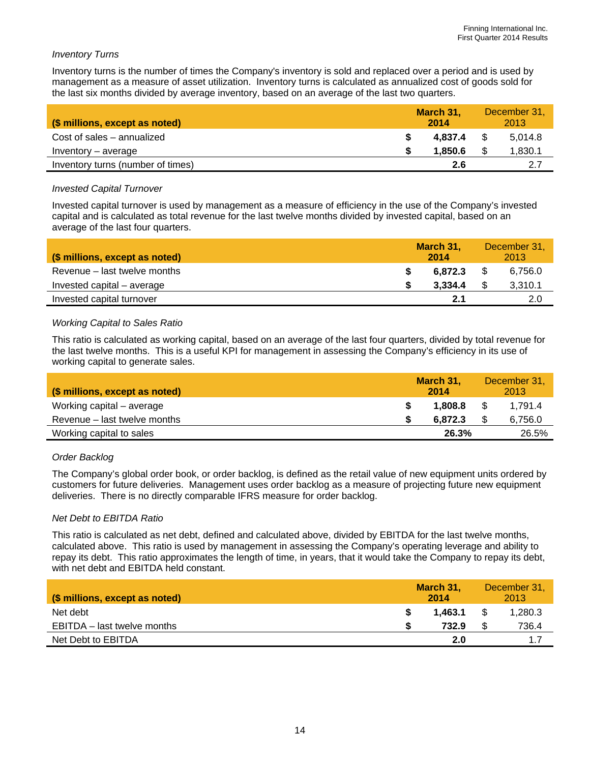*Inventory Turns*

Inventory turns is the number of times the Company's inventory is sold and replaced over a period and is used by management as a measure of asset utilization. Inventory turns is calculated as annualized cost of goods sold for the last six months divided by average inventory, based on an average of the last two quarters.

| ($ millions, except as noted) | **March 31, 2014** | December 31, 2013 |
|---|---|---|
| Cost of sales – annualized | **$ 4,837.4** | $ 5,014.8 |
| Inventory – average | **$ 1,850.6** | $ 1,830.1 |
| Inventory turns (number of times) | **2.6** | 2.7 |

*Invested Capital Turnover*

Invested capital turnover is used by management as a measure of efficiency in the use of the Company's invested capital and is calculated as total revenue for the last twelve months divided by invested capital, based on an average of the last four quarters.

| ($ millions, except as noted) | **March 31, 2014** | December 31, 2013 |
|---|---|---|
| Revenue – last twelve months | **$ 6,872.3** | $ 6,756.0 |
| Invested capital – average | **$ 3,334.4** | $ 3,310.1 |
| Invested capital turnover | **2.1** | 2.0 |

*Working Capital to Sales Ratio*

This ratio is calculated as working capital, based on an average of the last four quarters, divided by total revenue for the last twelve months. This is a useful KPI for management in assessing the Company's efficiency in its use of working capital to generate sales.

| ($ millions, except as noted) | **March 31, 2014** | December 31, 2013 |
|---|---|---|
| Working capital – average | **$ 1,808.8** | $ 1,791.4 |
| Revenue – last twelve months | **$ 6,872.3** | $ 6,756.0 |
| Working capital to sales | **26.3%** | 26.5% |

*Order Backlog*

The Company's global order book, or order backlog, is defined as the retail value of new equipment units ordered by customers for future deliveries. Management uses order backlog as a measure of projecting future new equipment deliveries. There is no directly comparable IFRS measure for order backlog.

*Net Debt to EBITDA Ratio*

This ratio is calculated as net debt, defined and calculated above, divided by EBITDA for the last twelve months, calculated above. This ratio is used by management in assessing the Company's operating leverage and ability to repay its debt. This ratio approximates the length of time, in years, that it would take the Company to repay its debt, with net debt and EBITDA held constant.

| ($ millions, except as noted) | **March 31, 2014** | December 31, 2013 |
|---|---|---|
| Net debt | **$ 1,463.1** | $ 1,280.3 |
| EBITDA – last twelve months | **$ 732.9** | $ 736.4 |
| Net Debt to EBITDA | **2.0** | 1.7 |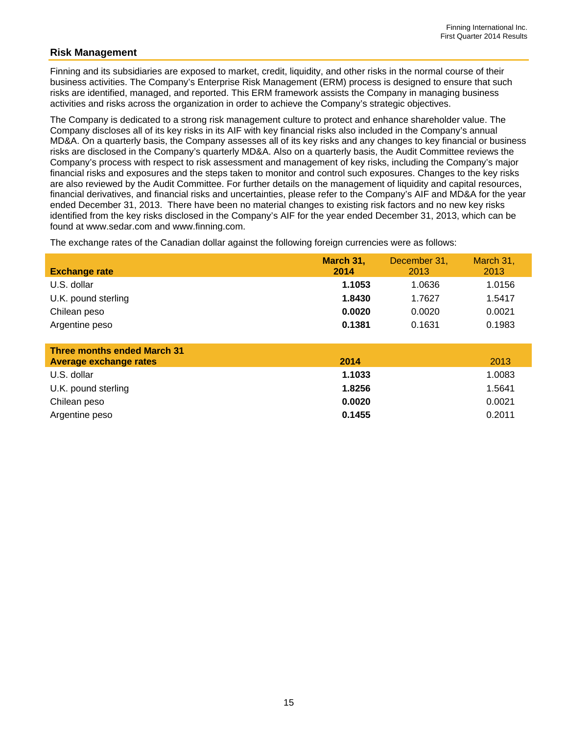## Risk Management

Finning and its subsidiaries are exposed to market, credit, liquidity, and other risks in the normal course of their business activities. The Company's Enterprise Risk Management (ERM) process is designed to ensure that such risks are identified, managed, and reported. This ERM framework assists the Company in managing business activities and risks across the organization in order to achieve the Company's strategic objectives.

The Company is dedicated to a strong risk management culture to protect and enhance shareholder value. The Company discloses all of its key risks in its AIF with key financial risks also included in the Company's annual MD&A. On a quarterly basis, the Company assesses all of its key risks and any changes to key financial or business risks are disclosed in the Company's quarterly MD&A. Also on a quarterly basis, the Audit Committee reviews the Company's process with respect to risk assessment and management of key risks, including the Company's major financial risks and exposures and the steps taken to monitor and control such exposures. Changes to the key risks are also reviewed by the Audit Committee. For further details on the management of liquidity and capital resources, financial derivatives, and financial risks and uncertainties, please refer to the Company's AIF and MD&A for the year ended December 31, 2013. There have been no material changes to existing risk factors and no new key risks identified from the key risks disclosed in the Company's AIF for the year ended December 31, 2013, which can be found at www.sedar.com and www.finning.com.

The exchange rates of the Canadian dollar against the following foreign currencies were as follows:

| Exchange rate | **March 31, 2014** | December 31, 2013 | March 31, 2013 |
|---|---|---|---|
| U.S. dollar | **1.1053** | 1.0636 | 1.0156 |
| U.K. pound sterling | **1.8430** | 1.7627 | 1.5417 |
| Chilean peso | **0.0020** | 0.0020 | 0.0021 |
| Argentine peso | **0.1381** | 0.1631 | 0.1983 |

| Three months ended March 31<br>Average exchange rates | **2014** | 2013 |
|---|---|---|
| U.S. dollar | **1.1033** | 1.0083 |
| U.K. pound sterling | **1.8256** | 1.5641 |
| Chilean peso | **0.0020** | 0.0021 |
| Argentine peso | **0.1455** | 0.2011 |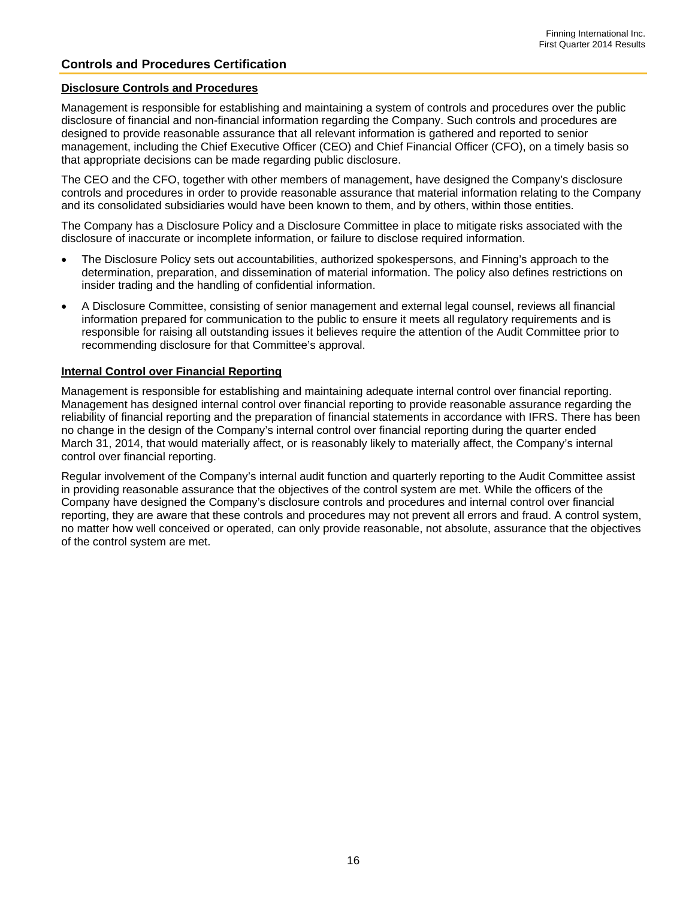## Controls and Procedures Certification

### Disclosure Controls and Procedures

Management is responsible for establishing and maintaining a system of controls and procedures over the public disclosure of financial and non-financial information regarding the Company. Such controls and procedures are designed to provide reasonable assurance that all relevant information is gathered and reported to senior management, including the Chief Executive Officer (CEO) and Chief Financial Officer (CFO), on a timely basis so that appropriate decisions can be made regarding public disclosure.

The CEO and the CFO, together with other members of management, have designed the Company's disclosure controls and procedures in order to provide reasonable assurance that material information relating to the Company and its consolidated subsidiaries would have been known to them, and by others, within those entities.

The Company has a Disclosure Policy and a Disclosure Committee in place to mitigate risks associated with the disclosure of inaccurate or incomplete information, or failure to disclose required information.

- The Disclosure Policy sets out accountabilities, authorized spokespersons, and Finning's approach to the determination, preparation, and dissemination of material information. The policy also defines restrictions on insider trading and the handling of confidential information.
- A Disclosure Committee, consisting of senior management and external legal counsel, reviews all financial information prepared for communication to the public to ensure it meets all regulatory requirements and is responsible for raising all outstanding issues it believes require the attention of the Audit Committee prior to recommending disclosure for that Committee's approval.

### Internal Control over Financial Reporting

Management is responsible for establishing and maintaining adequate internal control over financial reporting. Management has designed internal control over financial reporting to provide reasonable assurance regarding the reliability of financial reporting and the preparation of financial statements in accordance with IFRS. There has been no change in the design of the Company's internal control over financial reporting during the quarter ended March 31, 2014, that would materially affect, or is reasonably likely to materially affect, the Company's internal control over financial reporting.

Regular involvement of the Company's internal audit function and quarterly reporting to the Audit Committee assist in providing reasonable assurance that the objectives of the control system are met. While the officers of the Company have designed the Company's disclosure controls and procedures and internal control over financial reporting, they are aware that these controls and procedures may not prevent all errors and fraud. A control system, no matter how well conceived or operated, can only provide reasonable, not absolute, assurance that the objectives of the control system are met.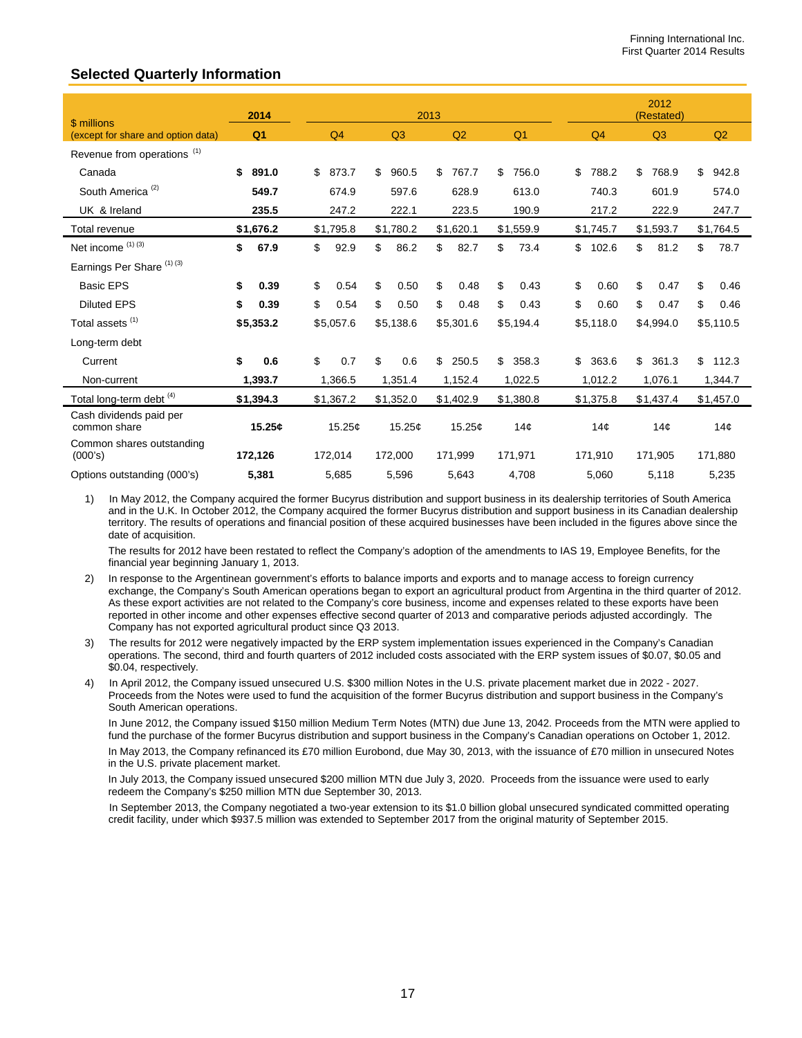## Selected Quarterly Information

| $ millions (except for share and option data) | 2014 | 2013 | | | | 2012 (Restated) | | |
|---|---|---|---|---|---|---|---|---|
| | Q1 | Q4 | Q3 | Q2 | Q1 | Q4 | Q3 | Q2 |
| Revenue from operations [(1)] | | | | | | | | |
| Canada | **$ 891.0** | $ 873.7 | $ 960.5 | $ 767.7 | $ 756.0 | $ 788.2 | $ 768.9 | $ 942.8 |
| South America [(2)] | **549.7** | 674.9 | 597.6 | 628.9 | 613.0 | 740.3 | 601.9 | 574.0 |
| UK & Ireland | **235.5** | 247.2 | 222.1 | 223.5 | 190.9 | 217.2 | 222.9 | 247.7 |
| Total revenue | **$1,676.2** | $1,795.8 | $1,780.2 | $1,620.1 | $1,559.9 | $1,745.7 | $1,593.7 | $1,764.5 |
| Net income [(1) (3)] | **$ 67.9** | $ 92.9 | $ 86.2 | $ 82.7 | $ 73.4 | $ 102.6 | $ 81.2 | $ 78.7 |
| Earnings Per Share [(1) (3)] | | | | | | | | |
| Basic EPS | **$ 0.39** | $ 0.54 | $ 0.50 | $ 0.48 | $ 0.43 | $ 0.60 | $ 0.47 | $ 0.46 |
| Diluted EPS | **$ 0.39** | $ 0.54 | $ 0.50 | $ 0.48 | $ 0.43 | $ 0.60 | $ 0.47 | $ 0.46 |
| Total assets [(1)] | **$5,353.2** | $5,057.6 | $5,138.6 | $5,301.6 | $5,194.4 | $5,118.0 | $4,994.0 | $5,110.5 |
| Long-term debt | | | | | | | | |
| Current | **$ 0.6** | $ 0.7 | $ 0.6 | $ 250.5 | $ 358.3 | $ 363.6 | $ 361.3 | $ 112.3 |
| Non-current | **1,393.7** | 1,366.5 | 1,351.4 | 1,152.4 | 1,022.5 | 1,012.2 | 1,076.1 | 1,344.7 |
| Total long-term debt [(4)] | **$1,394.3** | $1,367.2 | $1,352.0 | $1,402.9 | $1,380.8 | $1,375.8 | $1,437.4 | $1,457.0 |
| Cash dividends paid per common share | **15.25¢** | 15.25¢ | 15.25¢ | 15.25¢ | 14¢ | 14¢ | 14¢ | 14¢ |
| Common shares outstanding (000's) | **172,126** | 172,014 | 172,000 | 171,999 | 171,971 | 171,910 | 171,905 | 171,880 |
| Options outstanding (000's) | **5,381** | 5,685 | 5,596 | 5,643 | 4,708 | 5,060 | 5,118 | 5,235 |

1) In May 2012, the Company acquired the former Bucyrus distribution and support business in its dealership territories of South America and in the U.K. In October 2012, the Company acquired the former Bucyrus distribution and support business in its Canadian dealership territory. The results of operations and financial position of these acquired businesses have been included in the figures above since the date of acquisition.

   The results for 2012 have been restated to reflect the Company's adoption of the amendments to IAS 19, Employee Benefits, for the financial year beginning January 1, 2013.

2) In response to the Argentinean government's efforts to balance imports and exports and to manage access to foreign currency exchange, the Company's South American operations began to export an agricultural product from Argentina in the third quarter of 2012. As these export activities are not related to the Company's core business, income and expenses related to these exports have been reported in other income and other expenses effective second quarter of 2013 and comparative periods adjusted accordingly. The Company has not exported agricultural product since Q3 2013.

3) The results for 2012 were negatively impacted by the ERP system implementation issues experienced in the Company's Canadian operations. The second, third and fourth quarters of 2012 included costs associated with the ERP system issues of $0.07, $0.05 and $0.04, respectively.

4) In April 2012, the Company issued unsecured U.S. $300 million Notes in the U.S. private placement market due in 2022 - 2027. Proceeds from the Notes were used to fund the acquisition of the former Bucyrus distribution and support business in the Company's South American operations.

   In June 2012, the Company issued $150 million Medium Term Notes (MTN) due June 13, 2042. Proceeds from the MTN were applied to fund the purchase of the former Bucyrus distribution and support business in the Company's Canadian operations on October 1, 2012.

   In May 2013, the Company refinanced its £70 million Eurobond, due May 30, 2013, with the issuance of £70 million in unsecured Notes in the U.S. private placement market.

   In July 2013, the Company issued unsecured $200 million MTN due July 3, 2020. Proceeds from the issuance were used to early redeem the Company's $250 million MTN due September 30, 2013.

   In September 2013, the Company negotiated a two-year extension to its $1.0 billion global unsecured syndicated committed operating credit facility, under which $937.5 million was extended to September 2017 from the original maturity of September 2015.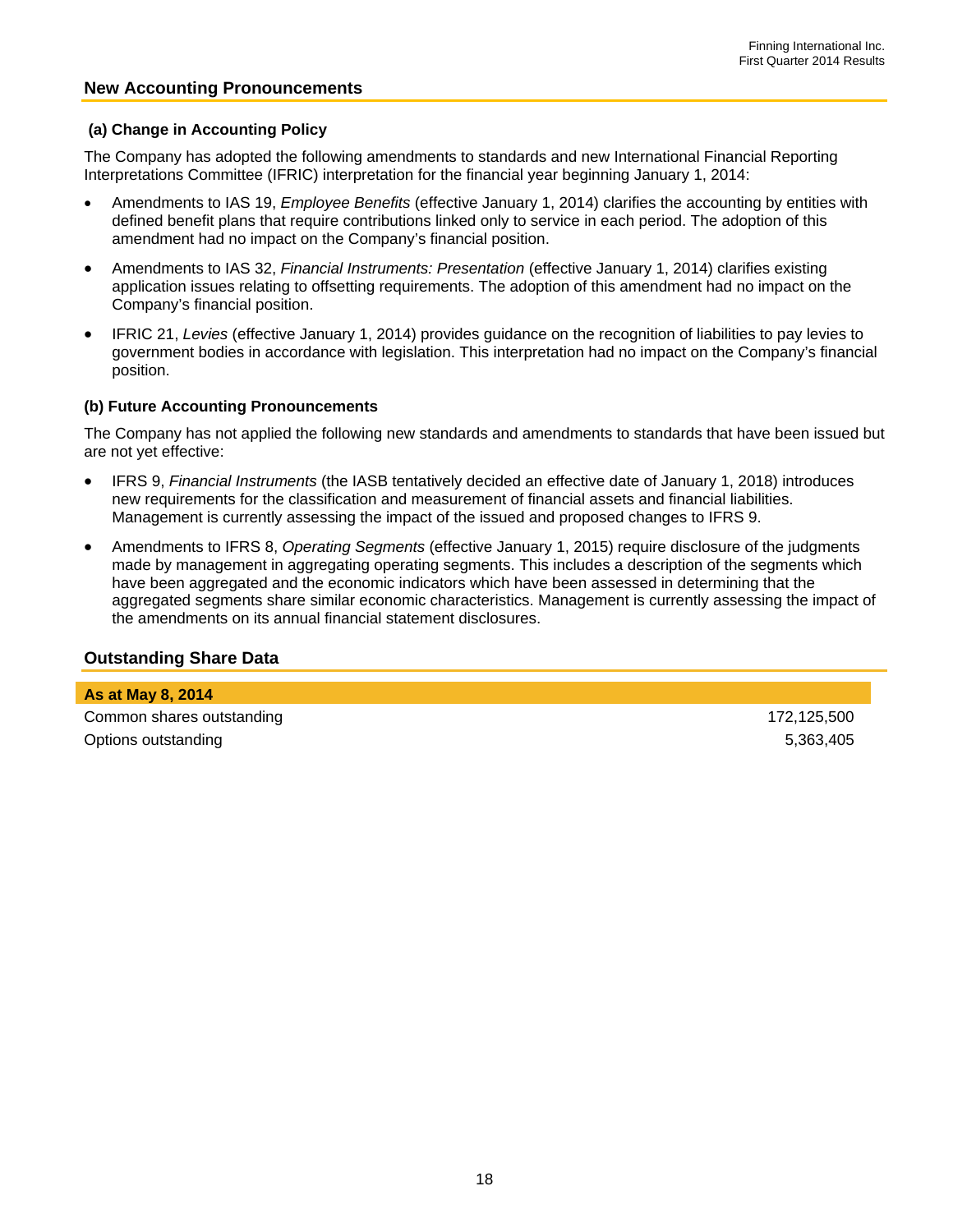## New Accounting Pronouncements

### (a) Change in Accounting Policy

The Company has adopted the following amendments to standards and new International Financial Reporting Interpretations Committee (IFRIC) interpretation for the financial year beginning January 1, 2014:

- Amendments to IAS 19, *Employee Benefits* (effective January 1, 2014) clarifies the accounting by entities with defined benefit plans that require contributions linked only to service in each period. The adoption of this amendment had no impact on the Company's financial position.
- Amendments to IAS 32, *Financial Instruments: Presentation* (effective January 1, 2014) clarifies existing application issues relating to offsetting requirements. The adoption of this amendment had no impact on the Company's financial position.
- IFRIC 21, *Levies* (effective January 1, 2014) provides guidance on the recognition of liabilities to pay levies to government bodies in accordance with legislation. This interpretation had no impact on the Company's financial position.

### (b) Future Accounting Pronouncements

The Company has not applied the following new standards and amendments to standards that have been issued but are not yet effective:

- IFRS 9, *Financial Instruments* (the IASB tentatively decided an effective date of January 1, 2018) introduces new requirements for the classification and measurement of financial assets and financial liabilities. Management is currently assessing the impact of the issued and proposed changes to IFRS 9.
- Amendments to IFRS 8, *Operating Segments* (effective January 1, 2015) require disclosure of the judgments made by management in aggregating operating segments. This includes a description of the segments which have been aggregated and the economic indicators which have been assessed in determining that the aggregated segments share similar economic characteristics. Management is currently assessing the impact of the amendments on its annual financial statement disclosures.

## Outstanding Share Data

| As at May 8, 2014 | |
|---|---|
| Common shares outstanding | 172,125,500 |
| Options outstanding | 5,363,405 |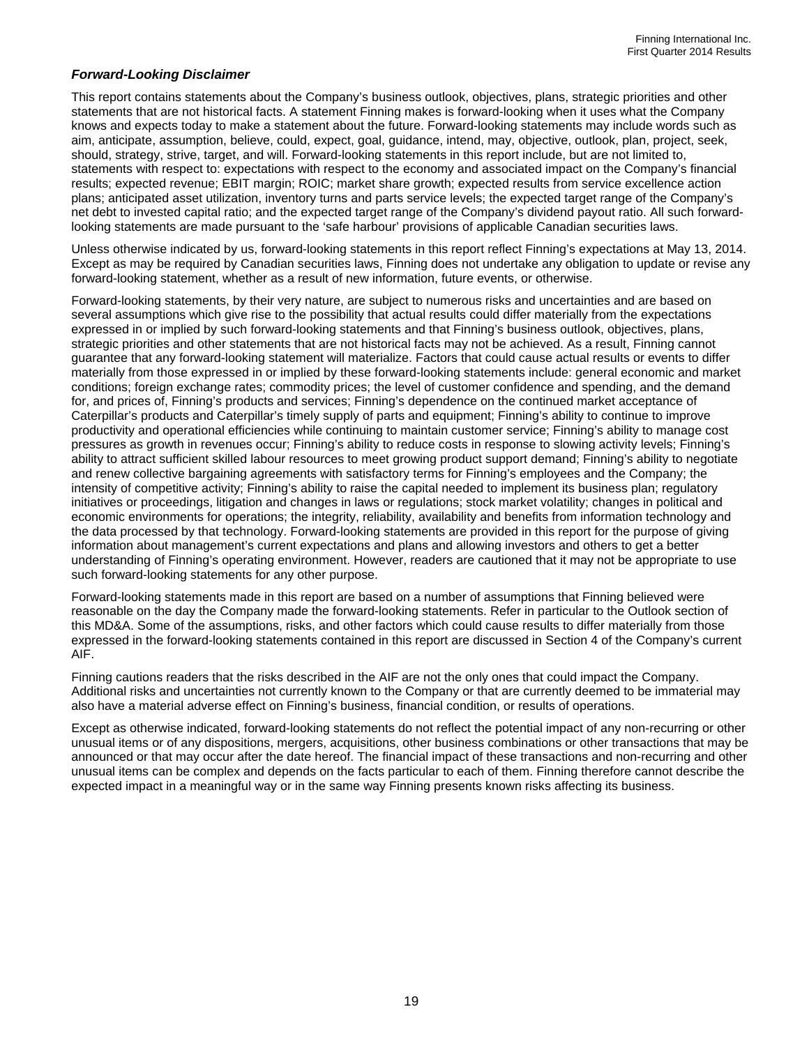### *Forward-Looking Disclaimer*

This report contains statements about the Company's business outlook, objectives, plans, strategic priorities and other statements that are not historical facts. A statement Finning makes is forward-looking when it uses what the Company knows and expects today to make a statement about the future. Forward-looking statements may include words such as aim, anticipate, assumption, believe, could, expect, goal, guidance, intend, may, objective, outlook, plan, project, seek, should, strategy, strive, target, and will. Forward-looking statements in this report include, but are not limited to, statements with respect to: expectations with respect to the economy and associated impact on the Company's financial results; expected revenue; EBIT margin; ROIC; market share growth; expected results from service excellence action plans; anticipated asset utilization, inventory turns and parts service levels; the expected target range of the Company's net debt to invested capital ratio; and the expected target range of the Company's dividend payout ratio. All such forward-looking statements are made pursuant to the 'safe harbour' provisions of applicable Canadian securities laws.

Unless otherwise indicated by us, forward-looking statements in this report reflect Finning's expectations at May 13, 2014. Except as may be required by Canadian securities laws, Finning does not undertake any obligation to update or revise any forward-looking statement, whether as a result of new information, future events, or otherwise.

Forward-looking statements, by their very nature, are subject to numerous risks and uncertainties and are based on several assumptions which give rise to the possibility that actual results could differ materially from the expectations expressed in or implied by such forward-looking statements and that Finning's business outlook, objectives, plans, strategic priorities and other statements that are not historical facts may not be achieved. As a result, Finning cannot guarantee that any forward-looking statement will materialize. Factors that could cause actual results or events to differ materially from those expressed in or implied by these forward-looking statements include: general economic and market conditions; foreign exchange rates; commodity prices; the level of customer confidence and spending, and the demand for, and prices of, Finning's products and services; Finning's dependence on the continued market acceptance of Caterpillar's products and Caterpillar's timely supply of parts and equipment; Finning's ability to continue to improve productivity and operational efficiencies while continuing to maintain customer service; Finning's ability to manage cost pressures as growth in revenues occur; Finning's ability to reduce costs in response to slowing activity levels; Finning's ability to attract sufficient skilled labour resources to meet growing product support demand; Finning's ability to negotiate and renew collective bargaining agreements with satisfactory terms for Finning's employees and the Company; the intensity of competitive activity; Finning's ability to raise the capital needed to implement its business plan; regulatory initiatives or proceedings, litigation and changes in laws or regulations; stock market volatility; changes in political and economic environments for operations; the integrity, reliability, availability and benefits from information technology and the data processed by that technology. Forward-looking statements are provided in this report for the purpose of giving information about management's current expectations and plans and allowing investors and others to get a better understanding of Finning's operating environment. However, readers are cautioned that it may not be appropriate to use such forward-looking statements for any other purpose.

Forward-looking statements made in this report are based on a number of assumptions that Finning believed were reasonable on the day the Company made the forward-looking statements. Refer in particular to the Outlook section of this MD&A. Some of the assumptions, risks, and other factors which could cause results to differ materially from those expressed in the forward-looking statements contained in this report are discussed in Section 4 of the Company's current AIF.

Finning cautions readers that the risks described in the AIF are not the only ones that could impact the Company. Additional risks and uncertainties not currently known to the Company or that are currently deemed to be immaterial may also have a material adverse effect on Finning's business, financial condition, or results of operations.

Except as otherwise indicated, forward-looking statements do not reflect the potential impact of any non-recurring or other unusual items or of any dispositions, mergers, acquisitions, other business combinations or other transactions that may be announced or that may occur after the date hereof. The financial impact of these transactions and non-recurring and other unusual items can be complex and depends on the facts particular to each of them. Finning therefore cannot describe the expected impact in a meaningful way or in the same way Finning presents known risks affecting its business.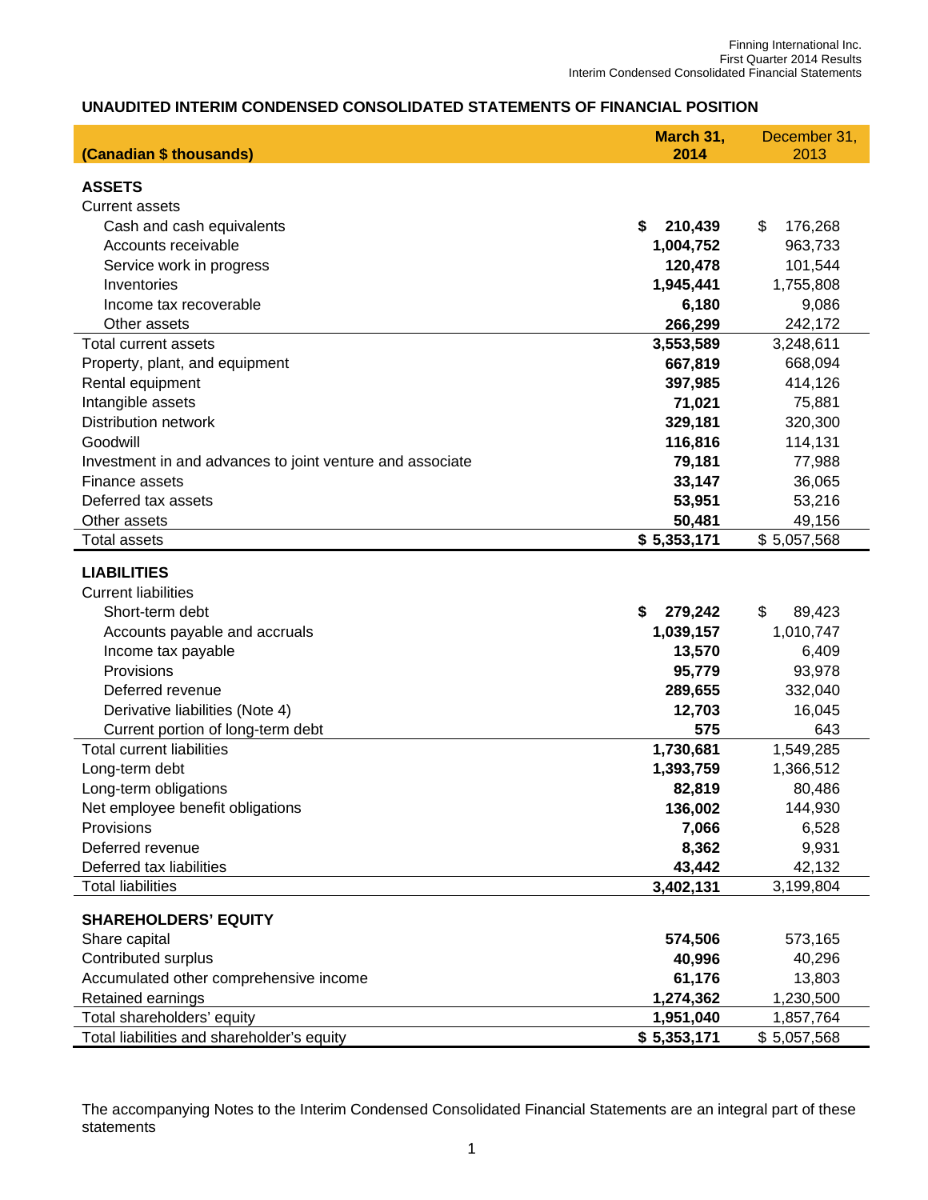## UNAUDITED INTERIM CONDENSED CONSOLIDATED STATEMENTS OF FINANCIAL POSITION

| (Canadian $ thousands) | March 31, 2014 | December 31, 2013 |
|---|---|---|
| **ASSETS** | | |
| Current assets | | |
| Cash and cash equivalents | **$ 210,439** | $ 176,268 |
| Accounts receivable | **1,004,752** | 963,733 |
| Service work in progress | **120,478** | 101,544 |
| Inventories | **1,945,441** | 1,755,808 |
| Income tax recoverable | **6,180** | 9,086 |
| Other assets | **266,299** | 242,172 |
| Total current assets | **3,553,589** | 3,248,611 |
| Property, plant, and equipment | **667,819** | 668,094 |
| Rental equipment | **397,985** | 414,126 |
| Intangible assets | **71,021** | 75,881 |
| Distribution network | **329,181** | 320,300 |
| Goodwill | **116,816** | 114,131 |
| Investment in and advances to joint venture and associate | **79,181** | 77,988 |
| Finance assets | **33,147** | 36,065 |
| Deferred tax assets | **53,951** | 53,216 |
| Other assets | **50,481** | 49,156 |
| Total assets | **$ 5,353,171** | $ 5,057,568 |
| **LIABILITIES** | | |
| Current liabilities | | |
| Short-term debt | **$ 279,242** | $ 89,423 |
| Accounts payable and accruals | **1,039,157** | 1,010,747 |
| Income tax payable | **13,570** | 6,409 |
| Provisions | **95,779** | 93,978 |
| Deferred revenue | **289,655** | 332,040 |
| Derivative liabilities (Note 4) | **12,703** | 16,045 |
| Current portion of long-term debt | **575** | 643 |
| Total current liabilities | **1,730,681** | 1,549,285 |
| Long-term debt | **1,393,759** | 1,366,512 |
| Long-term obligations | **82,819** | 80,486 |
| Net employee benefit obligations | **136,002** | 144,930 |
| Provisions | **7,066** | 6,528 |
| Deferred revenue | **8,362** | 9,931 |
| Deferred tax liabilities | **43,442** | 42,132 |
| Total liabilities | **3,402,131** | 3,199,804 |
| **SHAREHOLDERS' EQUITY** | | |
| Share capital | **574,506** | 573,165 |
| Contributed surplus | **40,996** | 40,296 |
| Accumulated other comprehensive income | **61,176** | 13,803 |
| Retained earnings | **1,274,362** | 1,230,500 |
| Total shareholders' equity | **1,951,040** | 1,857,764 |
| Total liabilities and shareholder's equity | **$ 5,353,171** | $ 5,057,568 |

The accompanying Notes to the Interim Condensed Consolidated Financial Statements are an integral part of these statements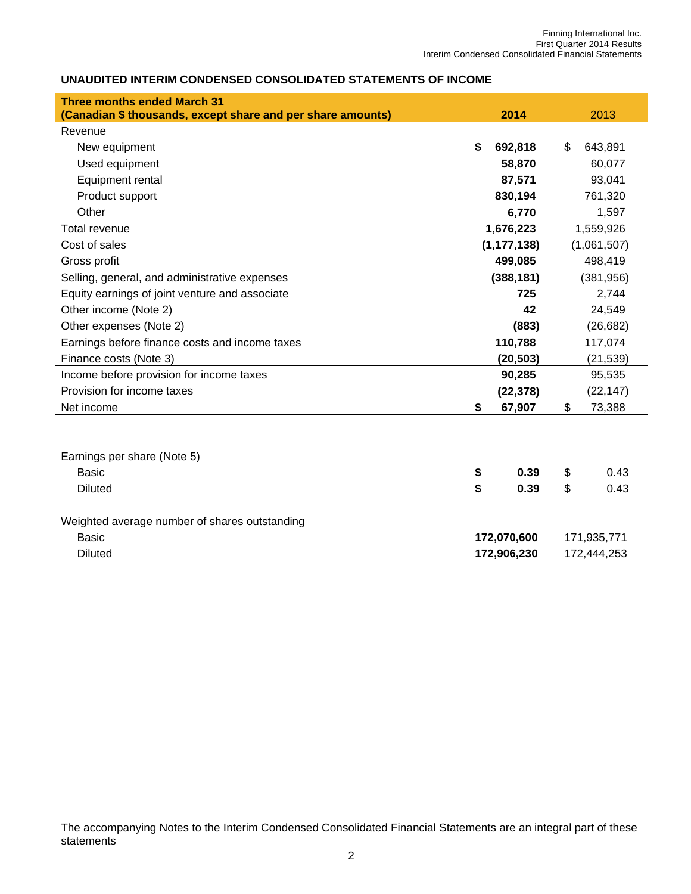## UNAUDITED INTERIM CONDENSED CONSOLIDATED STATEMENTS OF INCOME

| **Three months ended March 31**<br>**(Canadian $ thousands, except share and per share amounts)** | **2014** | 2013 |
|---|---|---|
| Revenue | | |
| New equipment | **$ 692,818** | $ 643,891 |
| Used equipment | **58,870** | 60,077 |
| Equipment rental | **87,571** | 93,041 |
| Product support | **830,194** | 761,320 |
| Other | **6,770** | 1,597 |
| Total revenue | **1,676,223** | 1,559,926 |
| Cost of sales | **(1,177,138)** | (1,061,507) |
| Gross profit | **499,085** | 498,419 |
| Selling, general, and administrative expenses | **(388,181)** | (381,956) |
| Equity earnings of joint venture and associate | **725** | 2,744 |
| Other income (Note 2) | **42** | 24,549 |
| Other expenses (Note 2) | **(883)** | (26,682) |
| Earnings before finance costs and income taxes | **110,788** | 117,074 |
| Finance costs (Note 3) | **(20,503)** | (21,539) |
| Income before provision for income taxes | **90,285** | 95,535 |
| Provision for income taxes | **(22,378)** | (22,147) |
| Net income | **$ 67,907** | $ 73,388 |
| | | |
| Earnings per share (Note 5) | | |
| Basic | **$ 0.39** | $ 0.43 |
| Diluted | **$ 0.39** | $ 0.43 |
| | | |
| Weighted average number of shares outstanding | | |
| Basic | **172,070,600** | 171,935,771 |
| Diluted | **172,906,230** | 172,444,253 |

The accompanying Notes to the Interim Condensed Consolidated Financial Statements are an integral part of these statements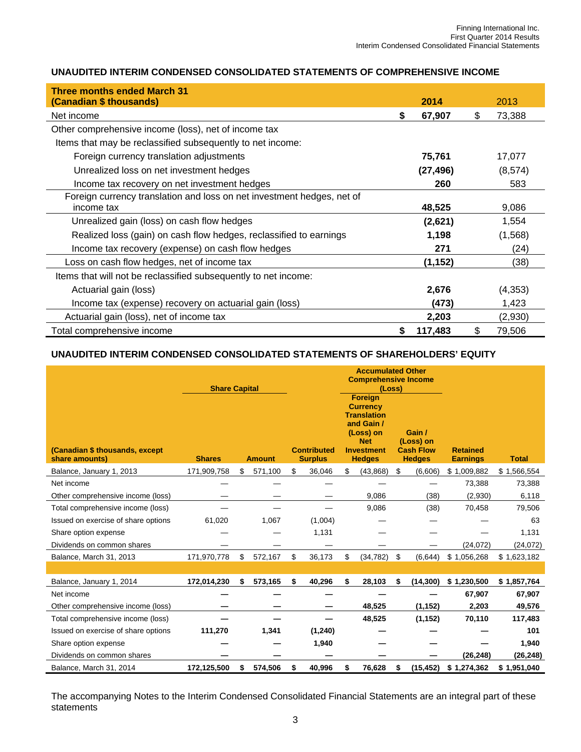## UNAUDITED INTERIM CONDENSED CONSOLIDATED STATEMENTS OF COMPREHENSIVE INCOME

| Three months ended March 31 (Canadian $ thousands) | 2014 | 2013 |
|---|---|---|
| Net income | **$ 67,907** | $ 73,388 |
| Other comprehensive income (loss), net of income tax | | |
| Items that may be reclassified subsequently to net income: | | |
| Foreign currency translation adjustments | **75,761** | 17,077 |
| Unrealized loss on net investment hedges | **(27,496)** | (8,574) |
| Income tax recovery on net investment hedges | **260** | 583 |
| Foreign currency translation and loss on net investment hedges, net of income tax | **48,525** | 9,086 |
| Unrealized gain (loss) on cash flow hedges | **(2,621)** | 1,554 |
| Realized loss (gain) on cash flow hedges, reclassified to earnings | **1,198** | (1,568) |
| Income tax recovery (expense) on cash flow hedges | **271** | (24) |
| Loss on cash flow hedges, net of income tax | **(1,152)** | (38) |
| Items that will not be reclassified subsequently to net income: | | |
| Actuarial gain (loss) | **2,676** | (4,353) |
| Income tax (expense) recovery on actuarial gain (loss) | **(473)** | 1,423 |
| Actuarial gain (loss), net of income tax | **2,203** | (2,930) |
| Total comprehensive income | **$ 117,483** | $ 79,506 |

## UNAUDITED INTERIM CONDENSED CONSOLIDATED STATEMENTS OF SHAREHOLDERS' EQUITY

| | Share Capital | | | Accumulated Other Comprehensive Income (Loss) | | | |
|---|---|---|---|---|---|---|---|
| (Canadian $ thousands, except share amounts) | Shares | Amount | Contributed Surplus | Foreign Currency Translation and Gain / (Loss) on Net Investment Hedges | Gain / (Loss) on Cash Flow Hedges | Retained Earnings | Total |
| Balance, January 1, 2013 | 171,909,758 | $ 571,100 | $ 36,046 | $ (43,868) | $ (6,606) | $ 1,009,882 | $ 1,566,554 |
| Net income | — | — | — | — | — | 73,388 | 73,388 |
| Other comprehensive income (loss) | — | — | — | 9,086 | (38) | (2,930) | 6,118 |
| Total comprehensive income (loss) | — | — | — | 9,086 | (38) | 70,458 | 79,506 |
| Issued on exercise of share options | 61,020 | 1,067 | (1,004) | — | — | — | 63 |
| Share option expense | — | — | 1,131 | — | — | — | 1,131 |
| Dividends on common shares | — | — | — | — | — | (24,072) | (24,072) |
| Balance, March 31, 2013 | 171,970,778 | $ 572,167 | $ 36,173 | $ (34,782) | $ (6,644) | $ 1,056,268 | $ 1,623,182 |
| | | | | | | | |
| **Balance, January 1, 2014** | **172,014,230** | **$ 573,165** | **$ 40,296** | **$ 28,103** | **$ (14,300)** | **$ 1,230,500** | **$ 1,857,764** |
| Net income | **—** | **—** | **—** | **—** | **—** | **67,907** | **67,907** |
| Other comprehensive income (loss) | **—** | **—** | **—** | **48,525** | **(1,152)** | **2,203** | **49,576** |
| Total comprehensive income (loss) | **—** | **—** | **—** | **48,525** | **(1,152)** | **70,110** | **117,483** |
| Issued on exercise of share options | **111,270** | **1,341** | **(1,240)** | **—** | **—** | **—** | **101** |
| Share option expense | **—** | **—** | **1,940** | **—** | **—** | **—** | **1,940** |
| Dividends on common shares | **—** | **—** | **—** | **—** | **—** | **(26,248)** | **(26,248)** |
| Balance, March 31, 2014 | **172,125,500** | **$ 574,506** | **$ 40,996** | **$ 76,628** | **$ (15,452)** | **$ 1,274,362** | **$ 1,951,040** |

The accompanying Notes to the Interim Condensed Consolidated Financial Statements are an integral part of these statements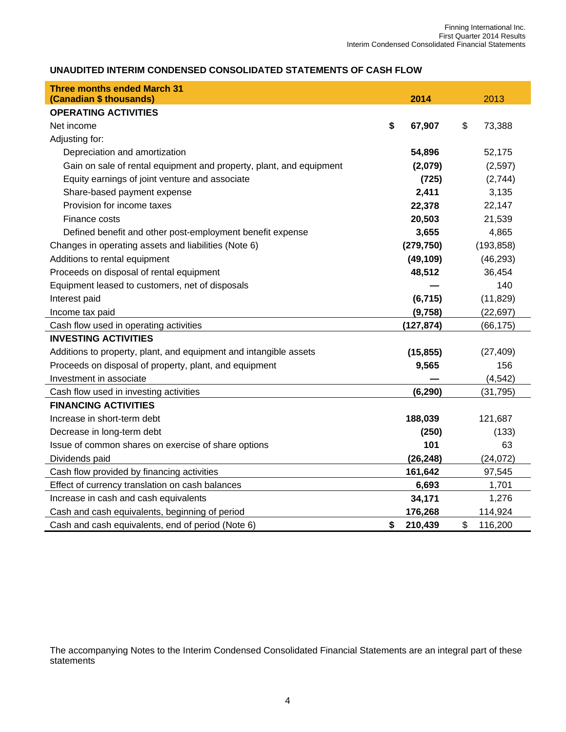## UNAUDITED INTERIM CONDENSED CONSOLIDATED STATEMENTS OF CASH FLOW

| Three months ended March 31 (Canadian $ thousands) | 2014 | 2013 |
|---|---|---|
| **OPERATING ACTIVITIES** | | |
| Net income | **$ 67,907** | $ 73,388 |
| Adjusting for: | | |
| Depreciation and amortization | **54,896** | 52,175 |
| Gain on sale of rental equipment and property, plant, and equipment | **(2,079)** | (2,597) |
| Equity earnings of joint venture and associate | **(725)** | (2,744) |
| Share-based payment expense | **2,411** | 3,135 |
| Provision for income taxes | **22,378** | 22,147 |
| Finance costs | **20,503** | 21,539 |
| Defined benefit and other post-employment benefit expense | **3,655** | 4,865 |
| Changes in operating assets and liabilities (Note 6) | **(279,750)** | (193,858) |
| Additions to rental equipment | **(49,109)** | (46,293) |
| Proceeds on disposal of rental equipment | **48,512** | 36,454 |
| Equipment leased to customers, net of disposals | **—** | 140 |
| Interest paid | **(6,715)** | (11,829) |
| Income tax paid | **(9,758)** | (22,697) |
| Cash flow used in operating activities | **(127,874)** | (66,175) |
| **INVESTING ACTIVITIES** | | |
| Additions to property, plant, and equipment and intangible assets | **(15,855)** | (27,409) |
| Proceeds on disposal of property, plant, and equipment | **9,565** | 156 |
| Investment in associate | **—** | (4,542) |
| Cash flow used in investing activities | **(6,290)** | (31,795) |
| **FINANCING ACTIVITIES** | | |
| Increase in short-term debt | **188,039** | 121,687 |
| Decrease in long-term debt | **(250)** | (133) |
| Issue of common shares on exercise of share options | **101** | 63 |
| Dividends paid | **(26,248)** | (24,072) |
| Cash flow provided by financing activities | **161,642** | 97,545 |
| Effect of currency translation on cash balances | **6,693** | 1,701 |
| Increase in cash and cash equivalents | **34,171** | 1,276 |
| Cash and cash equivalents, beginning of period | **176,268** | 114,924 |
| Cash and cash equivalents, end of period (Note 6) | **$ 210,439** | $ 116,200 |

The accompanying Notes to the Interim Condensed Consolidated Financial Statements are an integral part of these statements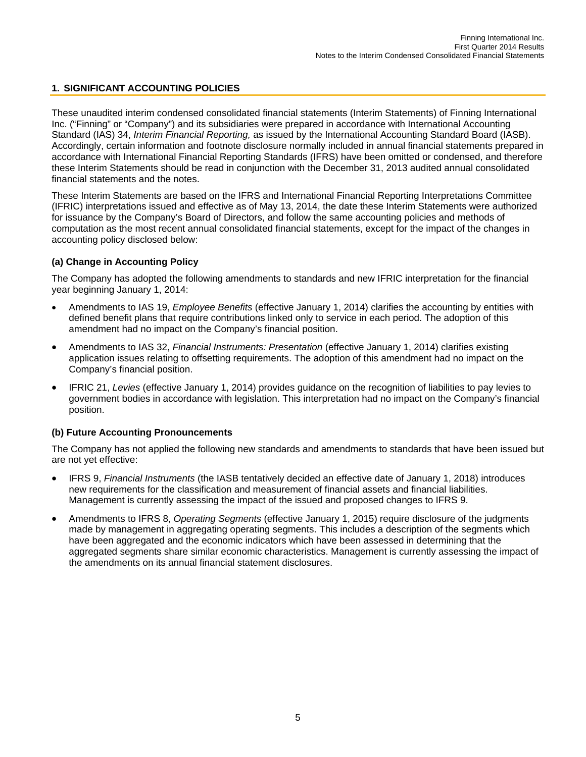## 1. SIGNIFICANT ACCOUNTING POLICIES

These unaudited interim condensed consolidated financial statements (Interim Statements) of Finning International Inc. ("Finning" or "Company") and its subsidiaries were prepared in accordance with International Accounting Standard (IAS) 34, *Interim Financial Reporting,* as issued by the International Accounting Standard Board (IASB). Accordingly, certain information and footnote disclosure normally included in annual financial statements prepared in accordance with International Financial Reporting Standards (IFRS) have been omitted or condensed, and therefore these Interim Statements should be read in conjunction with the December 31, 2013 audited annual consolidated financial statements and the notes.

These Interim Statements are based on the IFRS and International Financial Reporting Interpretations Committee (IFRIC) interpretations issued and effective as of May 13, 2014, the date these Interim Statements were authorized for issuance by the Company's Board of Directors, and follow the same accounting policies and methods of computation as the most recent annual consolidated financial statements, except for the impact of the changes in accounting policy disclosed below:

### (a) Change in Accounting Policy

The Company has adopted the following amendments to standards and new IFRIC interpretation for the financial year beginning January 1, 2014:

- Amendments to IAS 19, *Employee Benefits* (effective January 1, 2014) clarifies the accounting by entities with defined benefit plans that require contributions linked only to service in each period. The adoption of this amendment had no impact on the Company's financial position.
- Amendments to IAS 32, *Financial Instruments: Presentation* (effective January 1, 2014) clarifies existing application issues relating to offsetting requirements. The adoption of this amendment had no impact on the Company's financial position.
- IFRIC 21, *Levies* (effective January 1, 2014) provides guidance on the recognition of liabilities to pay levies to government bodies in accordance with legislation. This interpretation had no impact on the Company's financial position.

### (b) Future Accounting Pronouncements

The Company has not applied the following new standards and amendments to standards that have been issued but are not yet effective:

- IFRS 9, *Financial Instruments* (the IASB tentatively decided an effective date of January 1, 2018) introduces new requirements for the classification and measurement of financial assets and financial liabilities. Management is currently assessing the impact of the issued and proposed changes to IFRS 9.
- Amendments to IFRS 8, *Operating Segments* (effective January 1, 2015) require disclosure of the judgments made by management in aggregating operating segments. This includes a description of the segments which have been aggregated and the economic indicators which have been assessed in determining that the aggregated segments share similar economic characteristics. Management is currently assessing the impact of the amendments on its annual financial statement disclosures.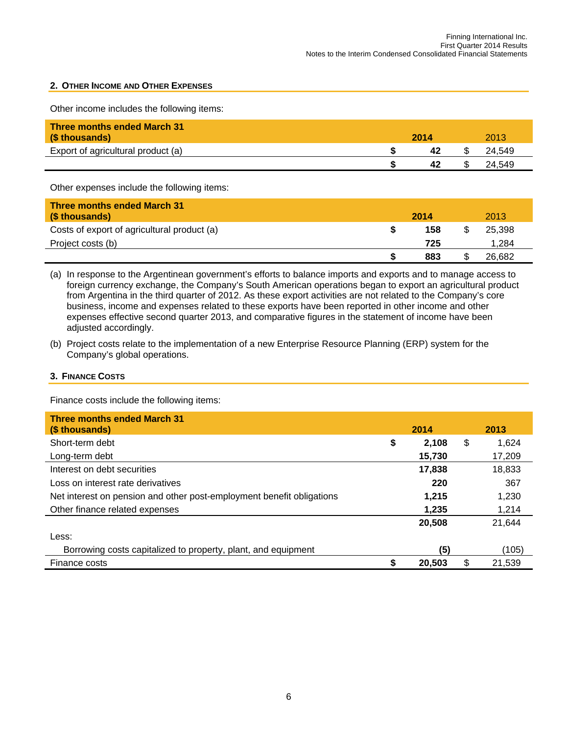## 2. OTHER INCOME AND OTHER EXPENSES

Other income includes the following items:

| Three months ended March 31 ($ thousands) | 2014 | 2013 |
|---|---|---|
| Export of agricultural product (a) | **$ 42** | $ 24,549 |
| | **$ 42** | $ 24,549 |

Other expenses include the following items:

| Three months ended March 31 ($ thousands) | 2014 | 2013 |
|---|---|---|
| Costs of export of agricultural product (a) | **$ 158** | $ 25,398 |
| Project costs (b) | **725** | 1,284 |
| | **$ 883** | $ 26,682 |

(a) In response to the Argentinean government's efforts to balance imports and exports and to manage access to foreign currency exchange, the Company's South American operations began to export an agricultural product from Argentina in the third quarter of 2012. As these export activities are not related to the Company's core business, income and expenses related to these exports have been reported in other income and other expenses effective second quarter 2013, and comparative figures in the statement of income have been adjusted accordingly.

(b) Project costs relate to the implementation of a new Enterprise Resource Planning (ERP) system for the Company's global operations.

## 3. FINANCE COSTS

Finance costs include the following items:

| Three months ended March 31 ($ thousands) | 2014 | 2013 |
|---|---|---|
| Short-term debt | **$ 2,108** | $ 1,624 |
| Long-term debt | **15,730** | 17,209 |
| Interest on debt securities | **17,838** | 18,833 |
| Loss on interest rate derivatives | **220** | 367 |
| Net interest on pension and other post-employment benefit obligations | **1,215** | 1,230 |
| Other finance related expenses | **1,235** | 1,214 |
| | **20,508** | 21,644 |
| Less: | | |
| Borrowing costs capitalized to property, plant, and equipment | **(5)** | (105) |
| Finance costs | **$ 20,503** | $ 21,539 |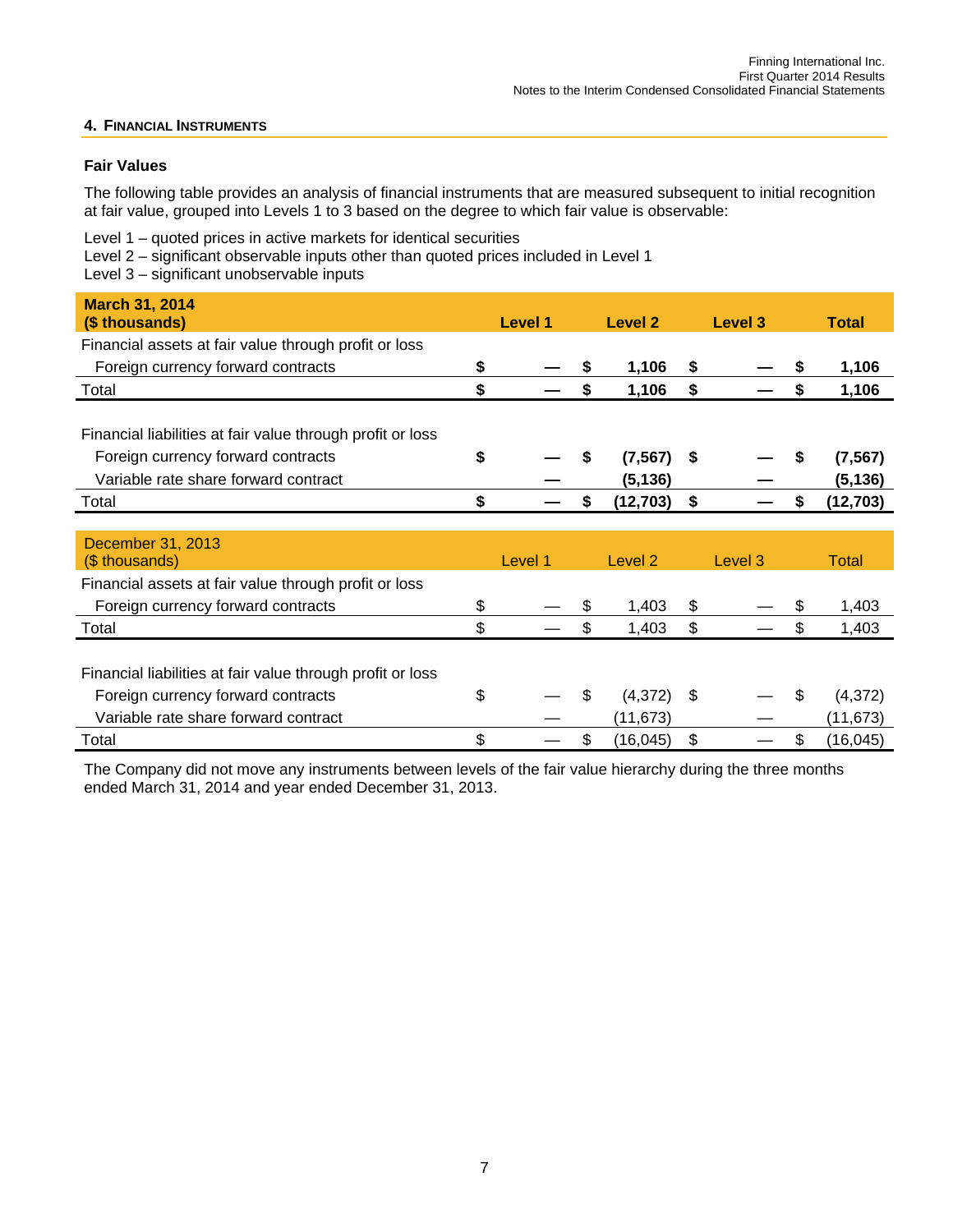## 4. Financial Instruments

### Fair Values

The following table provides an analysis of financial instruments that are measured subsequent to initial recognition at fair value, grouped into Levels 1 to 3 based on the degree to which fair value is observable:

Level 1 – quoted prices in active markets for identical securities
Level 2 – significant observable inputs other than quoted prices included in Level 1
Level 3 – significant unobservable inputs

| **March 31, 2014 ($ thousands)** | **Level 1** | **Level 2** | **Level 3** | **Total** |
|---|---|---|---|---|
| Financial assets at fair value through profit or loss | | | | |
| Foreign currency forward contracts | **$ —** | **$ 1,106** | **$ —** | **$ 1,106** |
| Total | **$ —** | **$ 1,106** | **$ —** | **$ 1,106** |
| Financial liabilities at fair value through profit or loss | | | | |
| Foreign currency forward contracts | **$ —** | **$ (7,567)** | **$ —** | **$ (7,567)** |
| Variable rate share forward contract | **—** | **(5,136)** | **—** | **(5,136)** |
| Total | **$ —** | **$ (12,703)** | **$ —** | **$ (12,703)** |

| December 31, 2013 ($ thousands) | Level 1 | Level 2 | Level 3 | Total |
|---|---|---|---|---|
| Financial assets at fair value through profit or loss | | | | |
| Foreign currency forward contracts | $ — | $ 1,403 | $ — | $ 1,403 |
| Total | $ — | $ 1,403 | $ — | $ 1,403 |
| Financial liabilities at fair value through profit or loss | | | | |
| Foreign currency forward contracts | $ — | $ (4,372) | $ — | $ (4,372) |
| Variable rate share forward contract | — | (11,673) | — | (11,673) |
| Total | $ — | $ (16,045) | $ — | $ (16,045) |

The Company did not move any instruments between levels of the fair value hierarchy during the three months ended March 31, 2014 and year ended December 31, 2013.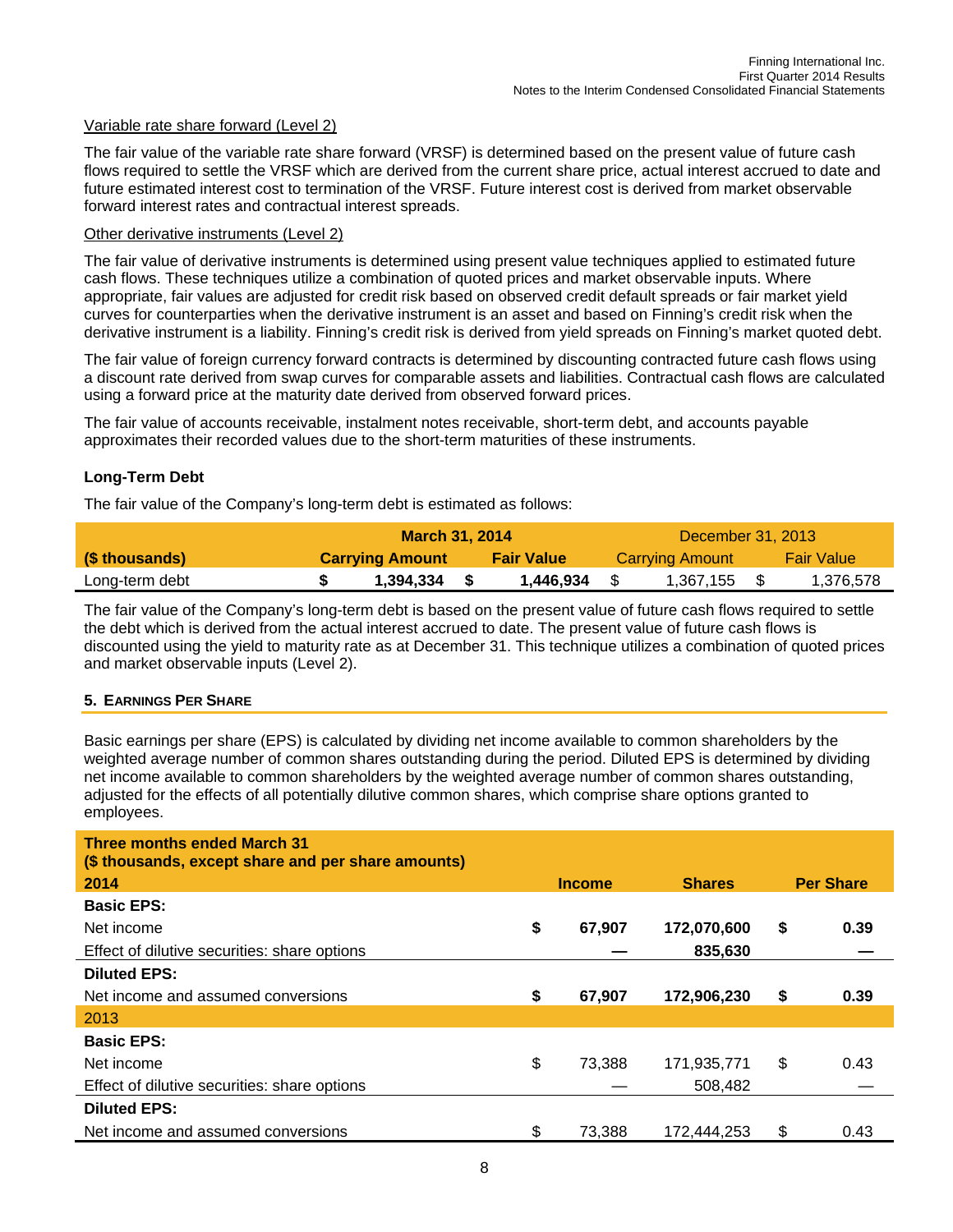Variable rate share forward (Level 2)

The fair value of the variable rate share forward (VRSF) is determined based on the present value of future cash flows required to settle the VRSF which are derived from the current share price, actual interest accrued to date and future estimated interest cost to termination of the VRSF. Future interest cost is derived from market observable forward interest rates and contractual interest spreads.

Other derivative instruments (Level 2)

The fair value of derivative instruments is determined using present value techniques applied to estimated future cash flows. These techniques utilize a combination of quoted prices and market observable inputs. Where appropriate, fair values are adjusted for credit risk based on observed credit default spreads or fair market yield curves for counterparties when the derivative instrument is an asset and based on Finning's credit risk when the derivative instrument is a liability. Finning's credit risk is derived from yield spreads on Finning's market quoted debt.

The fair value of foreign currency forward contracts is determined by discounting contracted future cash flows using a discount rate derived from swap curves for comparable assets and liabilities. Contractual cash flows are calculated using a forward price at the maturity date derived from observed forward prices.

The fair value of accounts receivable, instalment notes receivable, short-term debt, and accounts payable approximates their recorded values due to the short-term maturities of these instruments.

**Long-Term Debt**

The fair value of the Company's long-term debt is estimated as follows:

| | **March 31, 2014** | | December 31, 2013 | |
|---|---|---|---|---|
| **($ thousands)** | **Carrying Amount** | **Fair Value** | Carrying Amount | Fair Value |
| Long-term debt | **$ 1,394,334** | **$ 1,446,934** | $ 1,367,155 | $ 1,376,578 |

The fair value of the Company's long-term debt is based on the present value of future cash flows required to settle the debt which is derived from the actual interest accrued to date. The present value of future cash flows is discounted using the yield to maturity rate as at December 31. This technique utilizes a combination of quoted prices and market observable inputs (Level 2).

## 5. Earnings Per Share

Basic earnings per share (EPS) is calculated by dividing net income available to common shareholders by the weighted average number of common shares outstanding during the period. Diluted EPS is determined by dividing net income available to common shareholders by the weighted average number of common shares outstanding, adjusted for the effects of all potentially dilutive common shares, which comprise share options granted to employees.

| **Three months ended March 31**<br>**($ thousands, except share and per share amounts)**<br>**2014** | **Income** | **Shares** | **Per Share** |
|---|---|---|---|
| **Basic EPS:** | | | |
| Net income | **$ 67,907** | **172,070,600** | **$ 0.39** |
| Effect of dilutive securities: share options | **—** | **835,630** | **—** |
| **Diluted EPS:** | | | |
| Net income and assumed conversions | **$ 67,907** | **172,906,230** | **$ 0.39** |
| 2013 | | | |
| **Basic EPS:** | | | |
| Net income | $ 73,388 | 171,935,771 | $ 0.43 |
| Effect of dilutive securities: share options | — | 508,482 | — |
| **Diluted EPS:** | | | |
| Net income and assumed conversions | $ 73,388 | 172,444,253 | $ 0.43 |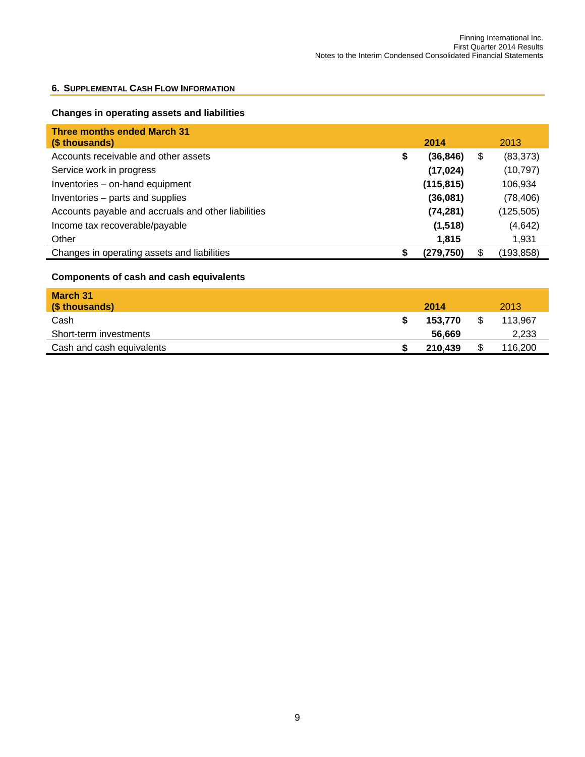## 6. Supplemental Cash Flow Information

### Changes in operating assets and liabilities

| Three months ended March 31 ($ thousands) | 2014 | 2013 |
|---|---|---|
| Accounts receivable and other assets | **$ (36,846)** | $ (83,373) |
| Service work in progress | **(17,024)** | (10,797) |
| Inventories – on-hand equipment | **(115,815)** | 106,934 |
| Inventories – parts and supplies | **(36,081)** | (78,406) |
| Accounts payable and accruals and other liabilities | **(74,281)** | (125,505) |
| Income tax recoverable/payable | **(1,518)** | (4,642) |
| Other | **1,815** | 1,931 |
| Changes in operating assets and liabilities | **$ (279,750)** | $ (193,858) |

### Components of cash and cash equivalents

| March 31 ($ thousands) | 2014 | 2013 |
|---|---|---|
| Cash | **$ 153,770** | $ 113,967 |
| Short-term investments | **56,669** | 2,233 |
| Cash and cash equivalents | **$ 210,439** | $ 116,200 |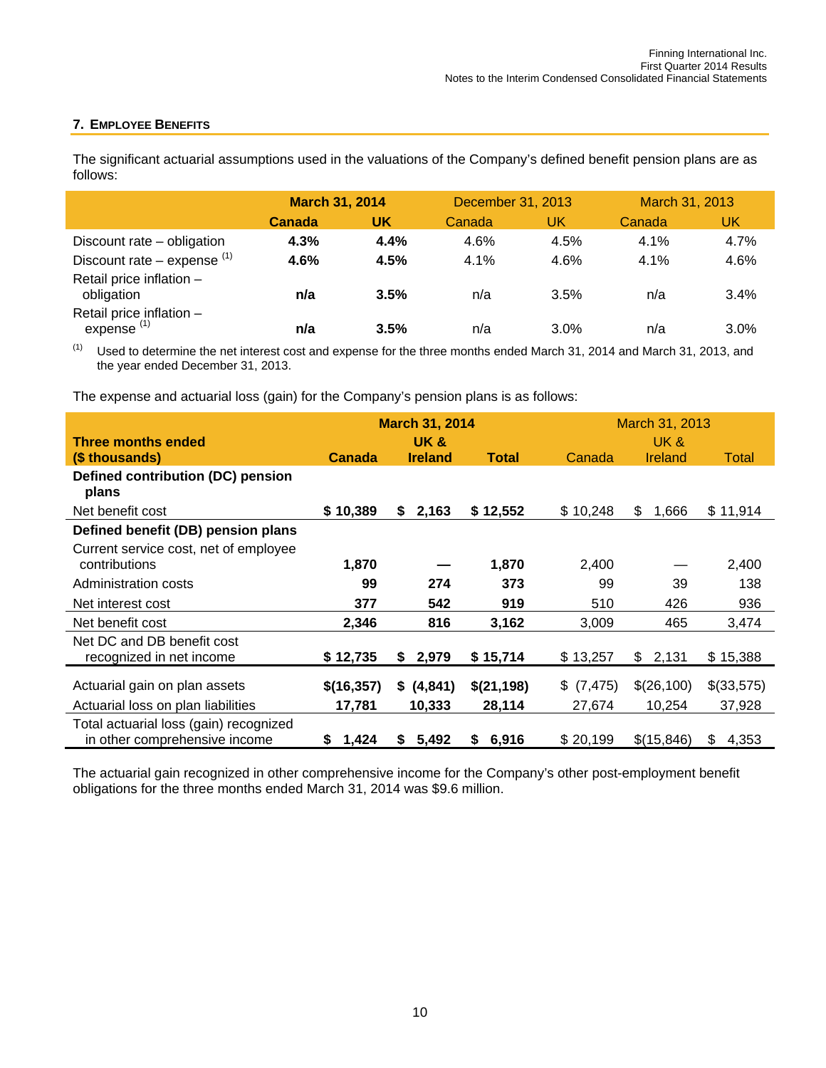## 7. EMPLOYEE BENEFITS

The significant actuarial assumptions used in the valuations of the Company's defined benefit pension plans are as follows:

| | March 31, 2014 | | December 31, 2013 | | March 31, 2013 | |
|---|---|---|---|---|---|---|
| | **Canada** | **UK** | Canada | UK | Canada | UK |
| Discount rate – obligation | **4.3%** | **4.4%** | 4.6% | 4.5% | 4.1% | 4.7% |
| Discount rate – expense [(1)] | **4.6%** | **4.5%** | 4.1% | 4.6% | 4.1% | 4.6% |
| Retail price inflation – obligation | **n/a** | **3.5%** | n/a | 3.5% | n/a | 3.4% |
| Retail price inflation – expense [(1)] | **n/a** | **3.5%** | n/a | 3.0% | n/a | 3.0% |

[(1)] Used to determine the net interest cost and expense for the three months ended March 31, 2014 and March 31, 2013, and the year ended December 31, 2013.

The expense and actuarial loss (gain) for the Company's pension plans is as follows:

| **Three months ended ($ thousands)** | **March 31, 2014** | | | March 31, 2013 | | |
|---|---|---|---|---|---|---|
| | **Canada** | **UK & Ireland** | **Total** | Canada | UK & Ireland | Total |
| **Defined contribution (DC) pension plans** | | | | | | |
| Net benefit cost | **$ 10,389** | **$ 2,163** | **$ 12,552** | $ 10,248 | $ 1,666 | $ 11,914 |
| **Defined benefit (DB) pension plans** | | | | | | |
| Current service cost, net of employee contributions | **1,870** | **—** | **1,870** | 2,400 | — | 2,400 |
| Administration costs | **99** | **274** | **373** | 99 | 39 | 138 |
| Net interest cost | **377** | **542** | **919** | 510 | 426 | 936 |
| Net benefit cost | **2,346** | **816** | **3,162** | 3,009 | 465 | 3,474 |
| Net DC and DB benefit cost recognized in net income | **$ 12,735** | **$ 2,979** | **$ 15,714** | $ 13,257 | $ 2,131 | $ 15,388 |
| Actuarial gain on plan assets | **$(16,357)** | **$ (4,841)** | **$(21,198)** | $ (7,475) | $(26,100) | $(33,575) |
| Actuarial loss on plan liabilities | **17,781** | **10,333** | **28,114** | 27,674 | 10,254 | 37,928 |
| Total actuarial loss (gain) recognized in other comprehensive income | **$ 1,424** | **$ 5,492** | **$ 6,916** | $ 20,199 | $(15,846) | $ 4,353 |

The actuarial gain recognized in other comprehensive income for the Company's other post-employment benefit obligations for the three months ended March 31, 2014 was $9.6 million.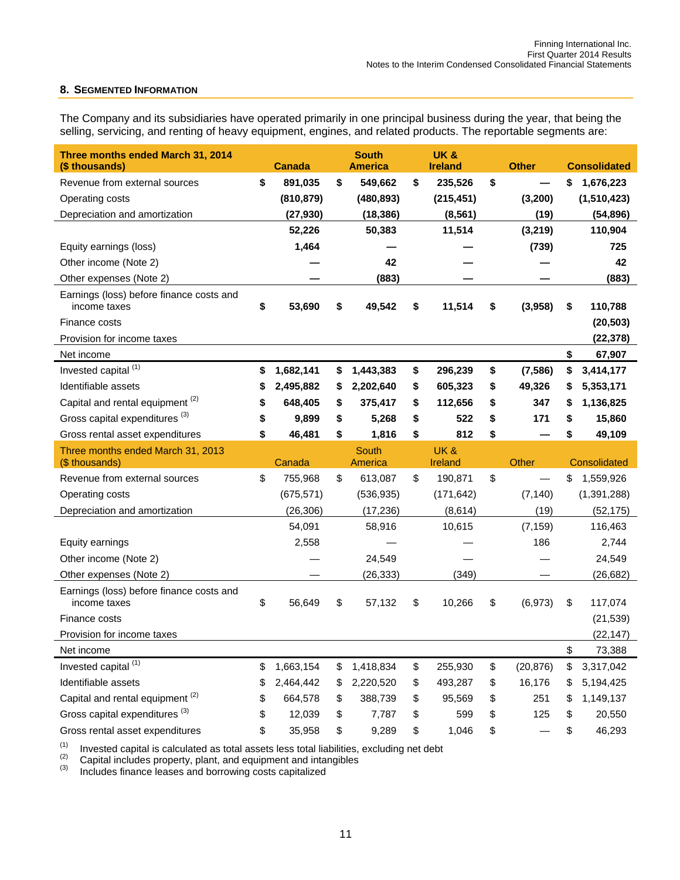## 8. Segmented Information

The Company and its subsidiaries have operated primarily in one principal business during the year, that being the selling, servicing, and renting of heavy equipment, engines, and related products. The reportable segments are:

| **Three months ended March 31, 2014 ($ thousands)** | **Canada** | **South America** | **UK & Ireland** | **Other** | **Consolidated** |
|---|---|---|---|---|---|
| Revenue from external sources | **$ 891,035** | **$ 549,662** | **$ 235,526** | **$ —** | **$ 1,676,223** |
| Operating costs | **(810,879)** | **(480,893)** | **(215,451)** | **(3,200)** | **(1,510,423)** |
| Depreciation and amortization | **(27,930)** | **(18,386)** | **(8,561)** | **(19)** | **(54,896)** |
| | **52,226** | **50,383** | **11,514** | **(3,219)** | **110,904** |
| Equity earnings (loss) | **1,464** | **—** | **—** | **(739)** | **725** |
| Other income (Note 2) | **—** | **42** | **—** | **—** | **42** |
| Other expenses (Note 2) | **—** | **(883)** | **—** | **—** | **(883)** |
| Earnings (loss) before finance costs and income taxes | **$ 53,690** | **$ 49,542** | **$ 11,514** | **$ (3,958)** | **$ 110,788** |
| Finance costs | | | | | **(20,503)** |
| Provision for income taxes | | | | | **(22,378)** |
| Net income | | | | | **$ 67,907** |
| Invested capital [(1)] | **$ 1,682,141** | **$ 1,443,383** | **$ 296,239** | **$ (7,586)** | **$ 3,414,177** |
| Identifiable assets | **$ 2,495,882** | **$ 2,202,640** | **$ 605,323** | **$ 49,326** | **$ 5,353,171** |
| Capital and rental equipment [(2)] | **$ 648,405** | **$ 375,417** | **$ 112,656** | **$ 347** | **$ 1,136,825** |
| Gross capital expenditures [(3)] | **$ 9,899** | **$ 5,268** | **$ 522** | **$ 171** | **$ 15,860** |
| Gross rental asset expenditures | **$ 46,481** | **$ 1,816** | **$ 812** | **$ —** | **$ 49,109** |
| Three months ended March 31, 2013 ($ thousands) | Canada | South America | UK & Ireland | Other | Consolidated |
| Revenue from external sources | $ 755,968 | $ 613,087 | $ 190,871 | $ — | $ 1,559,926 |
| Operating costs | (675,571) | (536,935) | (171,642) | (7,140) | (1,391,288) |
| Depreciation and amortization | (26,306) | (17,236) | (8,614) | (19) | (52,175) |
| | 54,091 | 58,916 | 10,615 | (7,159) | 116,463 |
| Equity earnings | 2,558 | — | — | 186 | 2,744 |
| Other income (Note 2) | — | 24,549 | — | — | 24,549 |
| Other expenses (Note 2) | — | (26,333) | (349) | — | (26,682) |
| Earnings (loss) before finance costs and income taxes | $ 56,649 | $ 57,132 | $ 10,266 | $ (6,973) | $ 117,074 |
| Finance costs | | | | | (21,539) |
| Provision for income taxes | | | | | (22,147) |
| Net income | | | | | $ 73,388 |
| Invested capital [(1)] | $ 1,663,154 | $ 1,418,834 | $ 255,930 | $ (20,876) | $ 3,317,042 |
| Identifiable assets | $ 2,464,442 | $ 2,220,520 | $ 493,287 | $ 16,176 | $ 5,194,425 |
| Capital and rental equipment [(2)] | $ 664,578 | $ 388,739 | $ 95,569 | $ 251 | $ 1,149,137 |
| Gross capital expenditures [(3)] | $ 12,039 | $ 7,787 | $ 599 | $ 125 | $ 20,550 |
| Gross rental asset expenditures | $ 35,958 | $ 9,289 | $ 1,046 | $ — | $ 46,293 |

(1) Invested capital is calculated as total assets less total liabilities, excluding net debt
(2) Capital includes property, plant, and equipment and intangibles
(3) Includes finance leases and borrowing costs capitalized